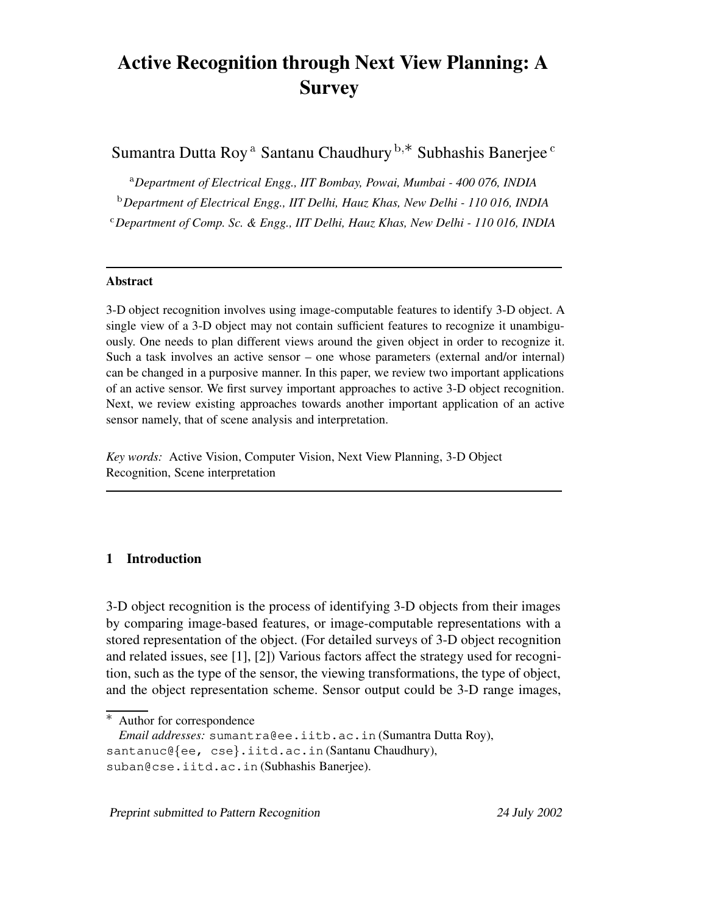# Active Recognition through Next View Planning: A Survey

Sumantra Dutta Roy [a] Santanu Chaudhury [b,*] Subhashis Banerjee [c]

[a] *Department of Electrical Engg., IIT Bombay, Powai, Mumbai - 400 076, INDIA*

[b] *Department of Electrical Engg., IIT Delhi, Hauz Khas, New Delhi - 110 016, INDIA*

[c] *Department of Comp. Sc. & Engg., IIT Delhi, Hauz Khas, New Delhi - 110 016, INDIA*

---

**Abstract**

3-D object recognition involves using image-computable features to identify 3-D object. A single view of a 3-D object may not contain sufficient features to recognize it unambiguously. One needs to plan different views around the given object in order to recognize it. Such a task involves an active sensor – one whose parameters (external and/or internal) can be changed in a purposive manner. In this paper, we review two important applications of an active sensor. We first survey important approaches to active 3-D object recognition. Next, we review existing approaches towards another important application of an active sensor namely, that of scene analysis and interpretation.

*Key words:* Active Vision, Computer Vision, Next View Planning, 3-D Object Recognition, Scene interpretation

---

## 1 Introduction

3-D object recognition is the process of identifying 3-D objects from their images by comparing image-based features, or image-computable representations with a stored representation of the object. (For detailed surveys of 3-D object recognition and related issues, see [1], [2]) Various factors affect the strategy used for recognition, such as the type of the sensor, the viewing transformations, the type of object, and the object representation scheme. Sensor output could be 3-D range images,

---

\* Author for correspondence

*Email addresses:* sumantra@ee.iitb.ac.in (Sumantra Dutta Roy), santanuc@{ee, cse}.iitd.ac.in (Santanu Chaudhury), suban@cse.iitd.ac.in (Subhashis Banerjee).

Preprint submitted to Pattern Recognition 24 July 2002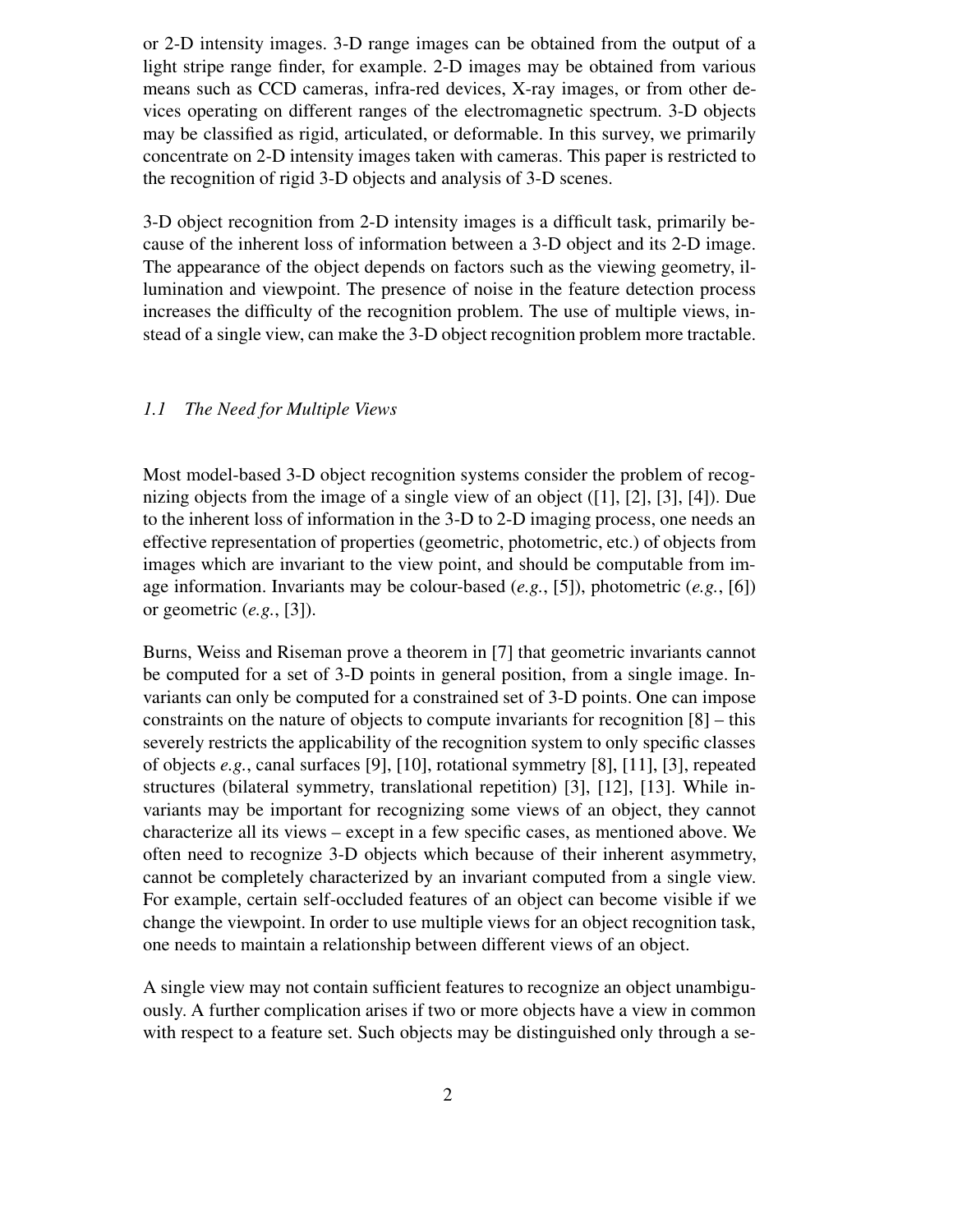or 2-D intensity images. 3-D range images can be obtained from the output of a light stripe range finder, for example. 2-D images may be obtained from various means such as CCD cameras, infra-red devices, X-ray images, or from other devices operating on different ranges of the electromagnetic spectrum. 3-D objects may be classified as rigid, articulated, or deformable. In this survey, we primarily concentrate on 2-D intensity images taken with cameras. This paper is restricted to the recognition of rigid 3-D objects and analysis of 3-D scenes.

3-D object recognition from 2-D intensity images is a difficult task, primarily because of the inherent loss of information between a 3-D object and its 2-D image. The appearance of the object depends on factors such as the viewing geometry, illumination and viewpoint. The presence of noise in the feature detection process increases the difficulty of the recognition problem. The use of multiple views, instead of a single view, can make the 3-D object recognition problem more tractable.

### *1.1 The Need for Multiple Views*

Most model-based 3-D object recognition systems consider the problem of recognizing objects from the image of a single view of an object ([1], [2], [3], [4]). Due to the inherent loss of information in the 3-D to 2-D imaging process, one needs an effective representation of properties (geometric, photometric, etc.) of objects from images which are invariant to the view point, and should be computable from image information. Invariants may be colour-based (*e.g.*, [5]), photometric (*e.g.*, [6]) or geometric (*e.g.*, [3]).

Burns, Weiss and Riseman prove a theorem in [7] that geometric invariants cannot be computed for a set of 3-D points in general position, from a single image. Invariants can only be computed for a constrained set of 3-D points. One can impose constraints on the nature of objects to compute invariants for recognition [8] – this severely restricts the applicability of the recognition system to only specific classes of objects *e.g.*, canal surfaces [9], [10], rotational symmetry [8], [11], [3], repeated structures (bilateral symmetry, translational repetition) [3], [12], [13]. While invariants may be important for recognizing some views of an object, they cannot characterize all its views – except in a few specific cases, as mentioned above. We often need to recognize 3-D objects which because of their inherent asymmetry, cannot be completely characterized by an invariant computed from a single view. For example, certain self-occluded features of an object can become visible if we change the viewpoint. In order to use multiple views for an object recognition task, one needs to maintain a relationship between different views of an object.

A single view may not contain sufficient features to recognize an object unambiguously. A further complication arises if two or more objects have a view in common with respect to a feature set. Such objects may be distinguished only through a se-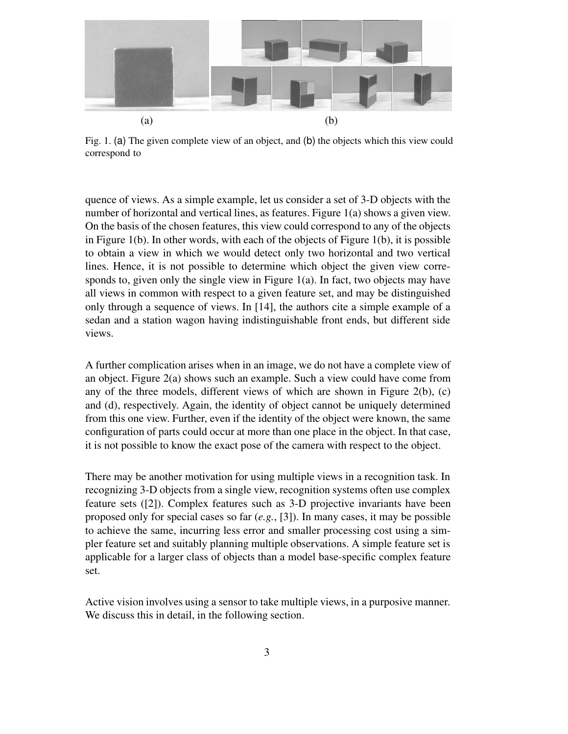Fig. 1. (a) The given complete view of an object, and (b) the objects which this view could correspond to

quence of views. As a simple example, let us consider a set of 3-D objects with the number of horizontal and vertical lines, as features. Figure 1(a) shows a given view. On the basis of the chosen features, this view could correspond to any of the objects in Figure 1(b). In other words, with each of the objects of Figure 1(b), it is possible to obtain a view in which we would detect only two horizontal and two vertical lines. Hence, it is not possible to determine which object the given view corresponds to, given only the single view in Figure 1(a). In fact, two objects may have all views in common with respect to a given feature set, and may be distinguished only through a sequence of views. In [14], the authors cite a simple example of a sedan and a station wagon having indistinguishable front ends, but different side views.

A further complication arises when in an image, we do not have a complete view of an object. Figure 2(a) shows such an example. Such a view could have come from any of the three models, different views of which are shown in Figure 2(b), (c) and (d), respectively. Again, the identity of object cannot be uniquely determined from this one view. Further, even if the identity of the object were known, the same configuration of parts could occur at more than one place in the object. In that case, it is not possible to know the exact pose of the camera with respect to the object.

There may be another motivation for using multiple views in a recognition task. In recognizing 3-D objects from a single view, recognition systems often use complex feature sets ([2]). Complex features such as 3-D projective invariants have been proposed only for special cases so far (*e.g.*, [3]). In many cases, it may be possible to achieve the same, incurring less error and smaller processing cost using a simpler feature set and suitably planning multiple observations. A simple feature set is applicable for a larger class of objects than a model base-specific complex feature set.

Active vision involves using a sensor to take multiple views, in a purposive manner. We discuss this in detail, in the following section.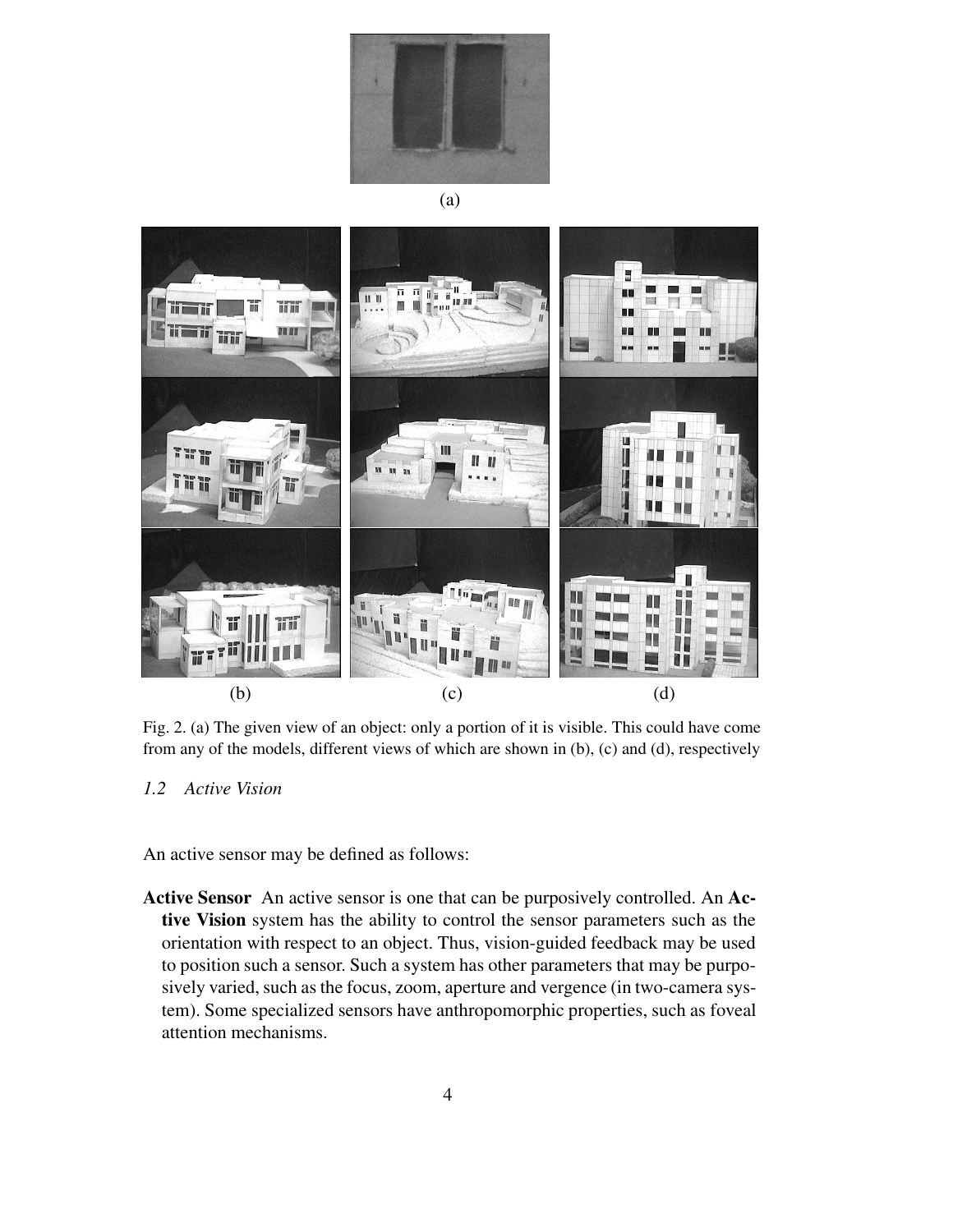(a)

(b) (c) (d)

Fig. 2. (a) The given view of an object: only a portion of it is visible. This could have come from any of the models, different views of which are shown in (b), (c) and (d), respectively

### *1.2 Active Vision*

An active sensor may be defined as follows:

**Active Sensor** An active sensor is one that can be purposively controlled. An **Active Vision** system has the ability to control the sensor parameters such as the orientation with respect to an object. Thus, vision-guided feedback may be used to position such a sensor. Such a system has other parameters that may be purposively varied, such as the focus, zoom, aperture and vergence (in two-camera system). Some specialized sensors have anthropomorphic properties, such as foveal attention mechanisms.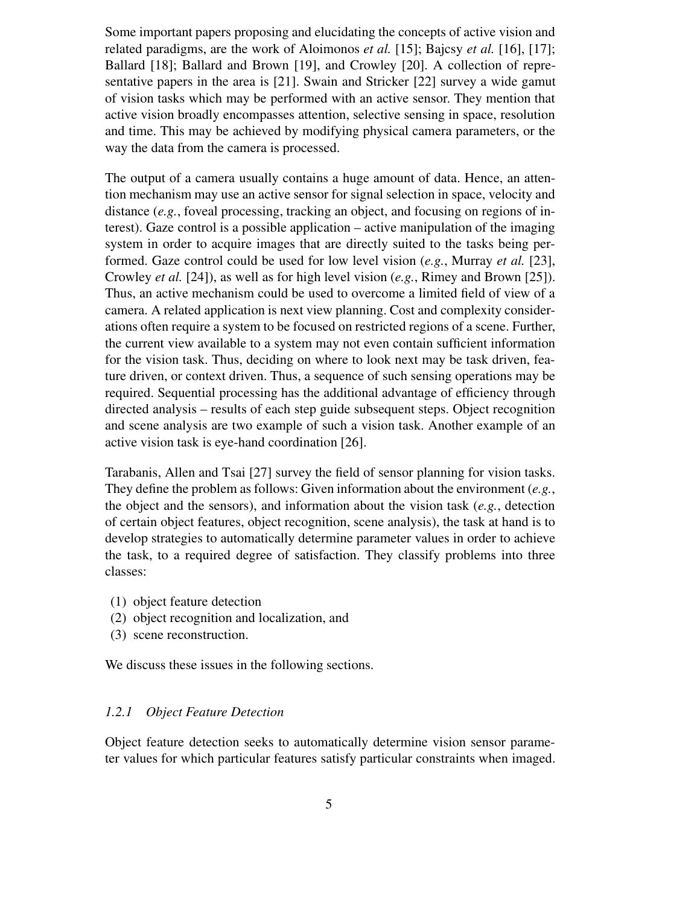Some important papers proposing and elucidating the concepts of active vision and related paradigms, are the work of Aloimonos *et al.* [15]; Bajcsy *et al.* [16], [17]; Ballard [18]; Ballard and Brown [19], and Crowley [20]. A collection of representative papers in the area is [21]. Swain and Stricker [22] survey a wide gamut of vision tasks which may be performed with an active sensor. They mention that active vision broadly encompasses attention, selective sensing in space, resolution and time. This may be achieved by modifying physical camera parameters, or the way the data from the camera is processed.

The output of a camera usually contains a huge amount of data. Hence, an attention mechanism may use an active sensor for signal selection in space, velocity and distance (*e.g.*, foveal processing, tracking an object, and focusing on regions of interest). Gaze control is a possible application – active manipulation of the imaging system in order to acquire images that are directly suited to the tasks being performed. Gaze control could be used for low level vision (*e.g.*, Murray *et al.* [23], Crowley *et al.* [24]), as well as for high level vision (*e.g.*, Rimey and Brown [25]). Thus, an active mechanism could be used to overcome a limited field of view of a camera. A related application is next view planning. Cost and complexity considerations often require a system to be focused on restricted regions of a scene. Further, the current view available to a system may not even contain sufficient information for the vision task. Thus, deciding on where to look next may be task driven, feature driven, or context driven. Thus, a sequence of such sensing operations may be required. Sequential processing has the additional advantage of efficiency through directed analysis – results of each step guide subsequent steps. Object recognition and scene analysis are two example of such a vision task. Another example of an active vision task is eye-hand coordination [26].

Tarabanis, Allen and Tsai [27] survey the field of sensor planning for vision tasks. They define the problem as follows: Given information about the environment (*e.g.*, the object and the sensors), and information about the vision task (*e.g.*, detection of certain object features, object recognition, scene analysis), the task at hand is to develop strategies to automatically determine parameter values in order to achieve the task, to a required degree of satisfaction. They classify problems into three classes:

(1) object feature detection
(2) object recognition and localization, and
(3) scene reconstruction.

We discuss these issues in the following sections.

### *1.2.1 Object Feature Detection*

Object feature detection seeks to automatically determine vision sensor parameter values for which particular features satisfy particular constraints when imaged.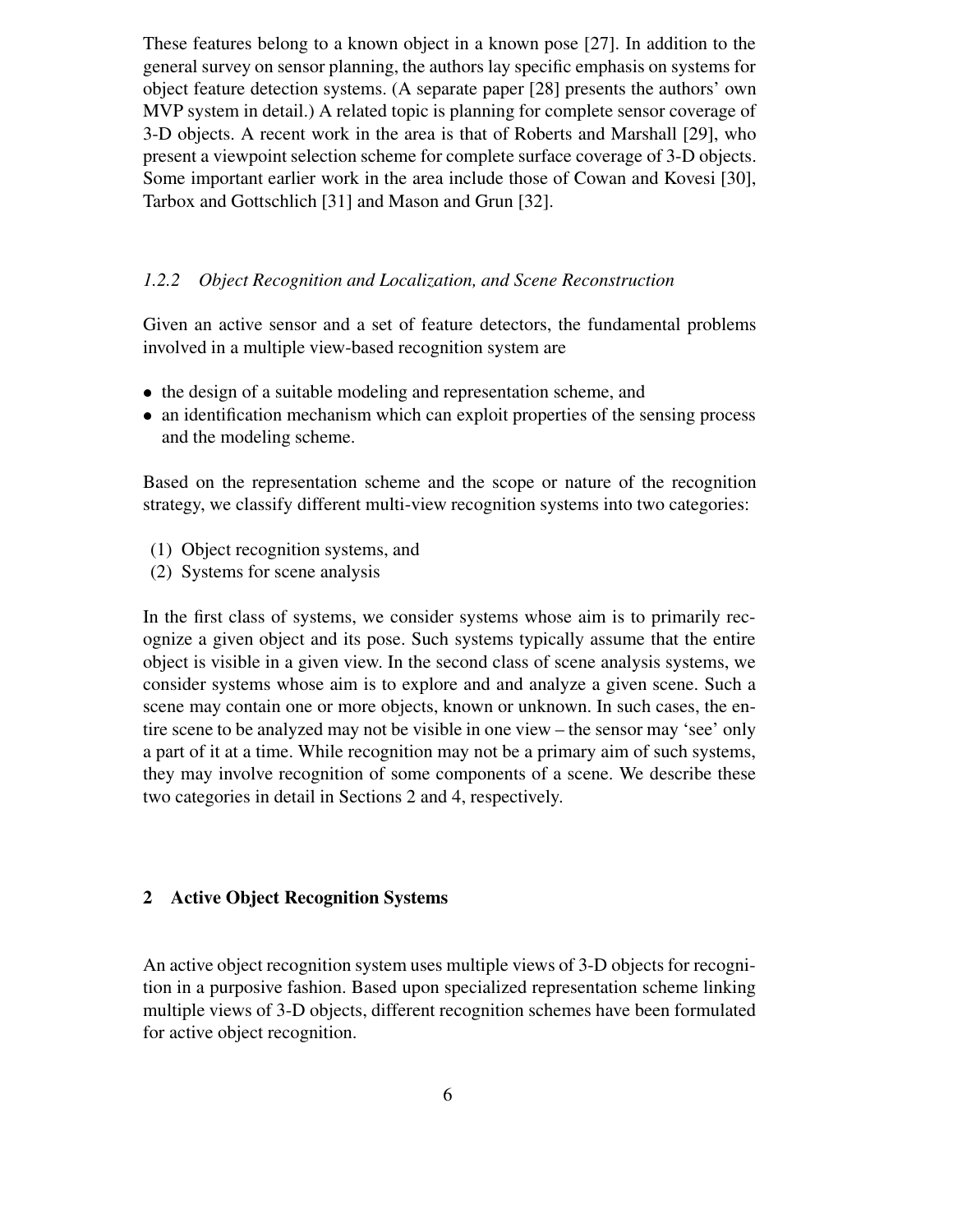These features belong to a known object in a known pose [27]. In addition to the general survey on sensor planning, the authors lay specific emphasis on systems for object feature detection systems. (A separate paper [28] presents the authors' own MVP system in detail.) A related topic is planning for complete sensor coverage of 3-D objects. A recent work in the area is that of Roberts and Marshall [29], who present a viewpoint selection scheme for complete surface coverage of 3-D objects. Some important earlier work in the area include those of Cowan and Kovesi [30], Tarbox and Gottschlich [31] and Mason and Grun [32].

### *1.2.2 Object Recognition and Localization, and Scene Reconstruction*

Given an active sensor and a set of feature detectors, the fundamental problems involved in a multiple view-based recognition system are

- the design of a suitable modeling and representation scheme, and
- an identification mechanism which can exploit properties of the sensing process and the modeling scheme.

Based on the representation scheme and the scope or nature of the recognition strategy, we classify different multi-view recognition systems into two categories:

(1) Object recognition systems, and
(2) Systems for scene analysis

In the first class of systems, we consider systems whose aim is to primarily recognize a given object and its pose. Such systems typically assume that the entire object is visible in a given view. In the second class of scene analysis systems, we consider systems whose aim is to explore and and analyze a given scene. Such a scene may contain one or more objects, known or unknown. In such cases, the entire scene to be analyzed may not be visible in one view – the sensor may 'see' only a part of it at a time. While recognition may not be a primary aim of such systems, they may involve recognition of some components of a scene. We describe these two categories in detail in Sections 2 and 4, respectively.

## 2 Active Object Recognition Systems

An active object recognition system uses multiple views of 3-D objects for recognition in a purposive fashion. Based upon specialized representation scheme linking multiple views of 3-D objects, different recognition schemes have been formulated for active object recognition.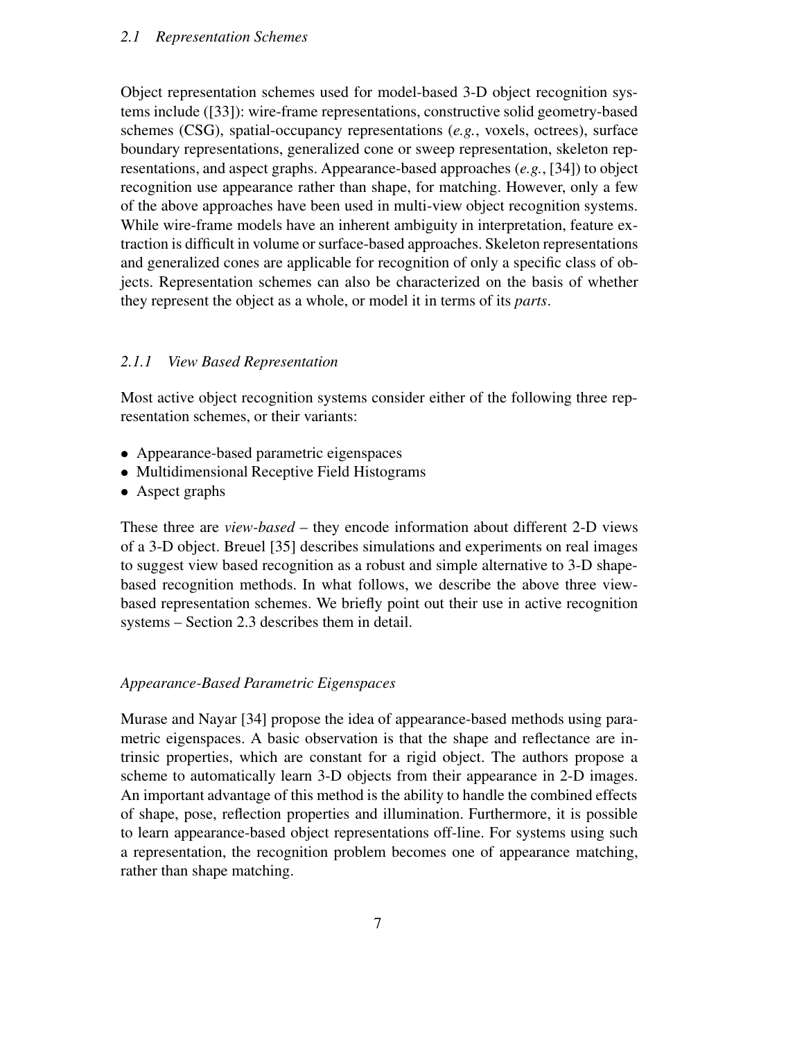### *2.1 Representation Schemes*

Object representation schemes used for model-based 3-D object recognition systems include ([33]): wire-frame representations, constructive solid geometry-based schemes (CSG), spatial-occupancy representations (*e.g.*, voxels, octrees), surface boundary representations, generalized cone or sweep representation, skeleton representations, and aspect graphs. Appearance-based approaches (*e.g.*, [34]) to object recognition use appearance rather than shape, for matching. However, only a few of the above approaches have been used in multi-view object recognition systems. While wire-frame models have an inherent ambiguity in interpretation, feature extraction is difficult in volume or surface-based approaches. Skeleton representations and generalized cones are applicable for recognition of only a specific class of objects. Representation schemes can also be characterized on the basis of whether they represent the object as a whole, or model it in terms of its *parts*.

#### *2.1.1 View Based Representation*

Most active object recognition systems consider either of the following three representation schemes, or their variants:

- Appearance-based parametric eigenspaces
- Multidimensional Receptive Field Histograms
- Aspect graphs

These three are *view-based* – they encode information about different 2-D views of a 3-D object. Breuel [35] describes simulations and experiments on real images to suggest view based recognition as a robust and simple alternative to 3-D shape-based recognition methods. In what follows, we describe the above three view-based representation schemes. We briefly point out their use in active recognition systems – Section 2.3 describes them in detail.

*Appearance-Based Parametric Eigenspaces*

Murase and Nayar [34] propose the idea of appearance-based methods using parametric eigenspaces. A basic observation is that the shape and reflectance are intrinsic properties, which are constant for a rigid object. The authors propose a scheme to automatically learn 3-D objects from their appearance in 2-D images. An important advantage of this method is the ability to handle the combined effects of shape, pose, reflection properties and illumination. Furthermore, it is possible to learn appearance-based object representations off-line. For systems using such a representation, the recognition problem becomes one of appearance matching, rather than shape matching.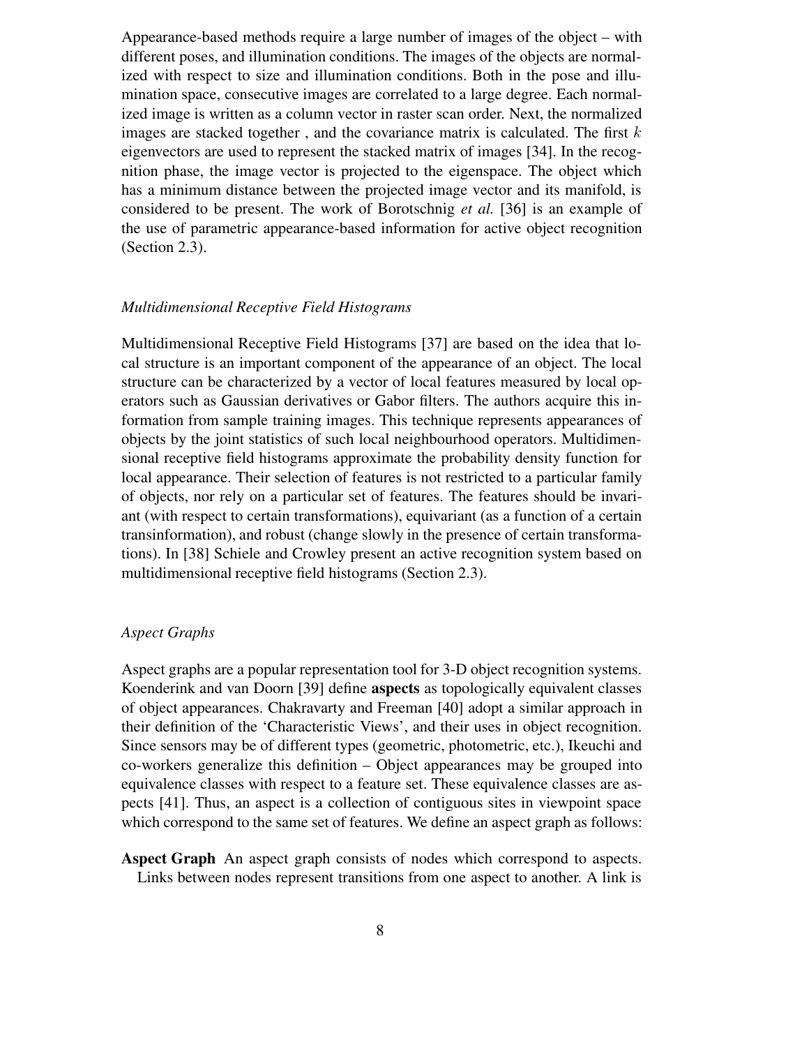Appearance-based methods require a large number of images of the object – with different poses, and illumination conditions. The images of the objects are normalized with respect to size and illumination conditions. Both in the pose and illumination space, consecutive images are correlated to a large degree. Each normalized image is written as a column vector in raster scan order. Next, the normalized images are stacked together , and the covariance matrix is calculated. The first $k$ eigenvectors are used to represent the stacked matrix of images [34]. In the recognition phase, the image vector is projected to the eigenspace. The object which has a minimum distance between the projected image vector and its manifold, is considered to be present. The work of Borotschnig *et al.* [36] is an example of the use of parametric appearance-based information for active object recognition (Section 2.3).

*Multidimensional Receptive Field Histograms*

Multidimensional Receptive Field Histograms [37] are based on the idea that local structure is an important component of the appearance of an object. The local structure can be characterized by a vector of local features measured by local operators such as Gaussian derivatives or Gabor filters. The authors acquire this information from sample training images. This technique represents appearances of objects by the joint statistics of such local neighbourhood operators. Multidimensional receptive field histograms approximate the probability density function for local appearance. Their selection of features is not restricted to a particular family of objects, nor rely on a particular set of features. The features should be invariant (with respect to certain transformations), equivariant (as a function of a certain transinformation), and robust (change slowly in the presence of certain transformations). In [38] Schiele and Crowley present an active recognition system based on multidimensional receptive field histograms (Section 2.3).

*Aspect Graphs*

Aspect graphs are a popular representation tool for 3-D object recognition systems. Koenderink and van Doorn [39] define **aspects** as topologically equivalent classes of object appearances. Chakravarty and Freeman [40] adopt a similar approach in their definition of the 'Characteristic Views', and their uses in object recognition. Since sensors may be of different types (geometric, photometric, etc.), Ikeuchi and co-workers generalize this definition – Object appearances may be grouped into equivalence classes with respect to a feature set. These equivalence classes are aspects [41]. Thus, an aspect is a collection of contiguous sites in viewpoint space which correspond to the same set of features. We define an aspect graph as follows:

**Aspect Graph** An aspect graph consists of nodes which correspond to aspects. Links between nodes represent transitions from one aspect to another. A link is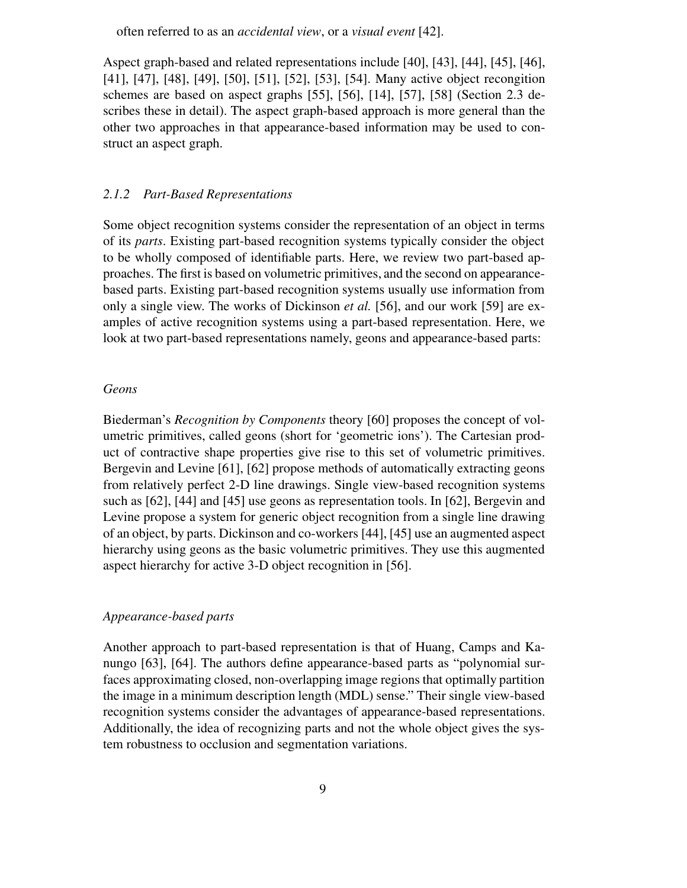often referred to as an *accidental view*, or a *visual event* [42].

Aspect graph-based and related representations include [40], [43], [44], [45], [46], [41], [47], [48], [49], [50], [51], [52], [53], [54]. Many active object recongition schemes are based on aspect graphs [55], [56], [14], [57], [58] (Section 2.3 describes these in detail). The aspect graph-based approach is more general than the other two approaches in that appearance-based information may be used to construct an aspect graph.

### *2.1.2 Part-Based Representations*

Some object recognition systems consider the representation of an object in terms of its *parts*. Existing part-based recognition systems typically consider the object to be wholly composed of identifiable parts. Here, we review two part-based approaches. The first is based on volumetric primitives, and the second on appearance-based parts. Existing part-based recognition systems usually use information from only a single view. The works of Dickinson *et al.* [56], and our work [59] are examples of active recognition systems using a part-based representation. Here, we look at two part-based representations namely, geons and appearance-based parts:

#### *Geons*

Biederman's *Recognition by Components* theory [60] proposes the concept of volumetric primitives, called geons (short for 'geometric ions'). The Cartesian product of contractive shape properties give rise to this set of volumetric primitives. Bergevin and Levine [61], [62] propose methods of automatically extracting geons from relatively perfect 2-D line drawings. Single view-based recognition systems such as [62], [44] and [45] use geons as representation tools. In [62], Bergevin and Levine propose a system for generic object recognition from a single line drawing of an object, by parts. Dickinson and co-workers [44], [45] use an augmented aspect hierarchy using geons as the basic volumetric primitives. They use this augmented aspect hierarchy for active 3-D object recognition in [56].

#### *Appearance-based parts*

Another approach to part-based representation is that of Huang, Camps and Kanungo [63], [64]. The authors define appearance-based parts as "polynomial surfaces approximating closed, non-overlapping image regions that optimally partition the image in a minimum description length (MDL) sense." Their single view-based recognition systems consider the advantages of appearance-based representations. Additionally, the idea of recognizing parts and not the whole object gives the system robustness to occlusion and segmentation variations.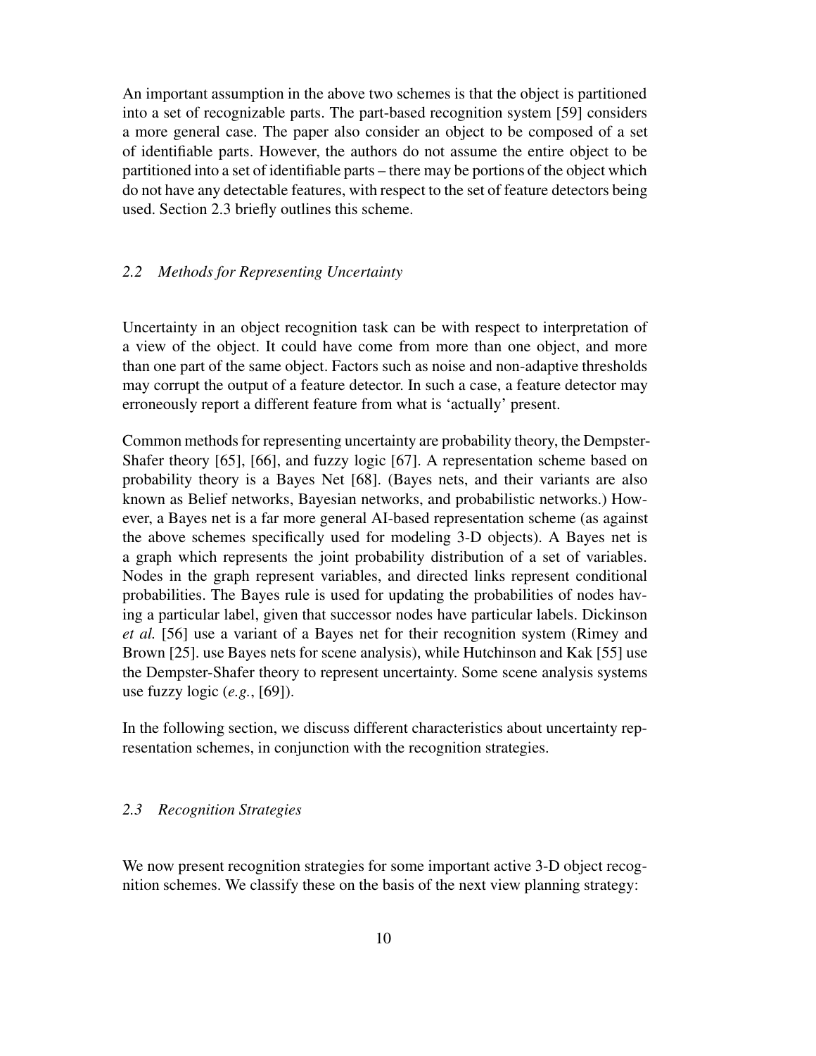An important assumption in the above two schemes is that the object is partitioned into a set of recognizable parts. The part-based recognition system [59] considers a more general case. The paper also consider an object to be composed of a set of identifiable parts. However, the authors do not assume the entire object to be partitioned into a set of identifiable parts – there may be portions of the object which do not have any detectable features, with respect to the set of feature detectors being used. Section 2.3 briefly outlines this scheme.

### *2.2 Methods for Representing Uncertainty*

Uncertainty in an object recognition task can be with respect to interpretation of a view of the object. It could have come from more than one object, and more than one part of the same object. Factors such as noise and non-adaptive thresholds may corrupt the output of a feature detector. In such a case, a feature detector may erroneously report a different feature from what is 'actually' present.

Common methods for representing uncertainty are probability theory, the Dempster-Shafer theory [65], [66], and fuzzy logic [67]. A representation scheme based on probability theory is a Bayes Net [68]. (Bayes nets, and their variants are also known as Belief networks, Bayesian networks, and probabilistic networks.) However, a Bayes net is a far more general AI-based representation scheme (as against the above schemes specifically used for modeling 3-D objects). A Bayes net is a graph which represents the joint probability distribution of a set of variables. Nodes in the graph represent variables, and directed links represent conditional probabilities. The Bayes rule is used for updating the probabilities of nodes having a particular label, given that successor nodes have particular labels. Dickinson *et al.* [56] use a variant of a Bayes net for their recognition system (Rimey and Brown [25]. use Bayes nets for scene analysis), while Hutchinson and Kak [55] use the Dempster-Shafer theory to represent uncertainty. Some scene analysis systems use fuzzy logic (*e.g.*, [69]).

In the following section, we discuss different characteristics about uncertainty representation schemes, in conjunction with the recognition strategies.

### *2.3 Recognition Strategies*

We now present recognition strategies for some important active 3-D object recognition schemes. We classify these on the basis of the next view planning strategy: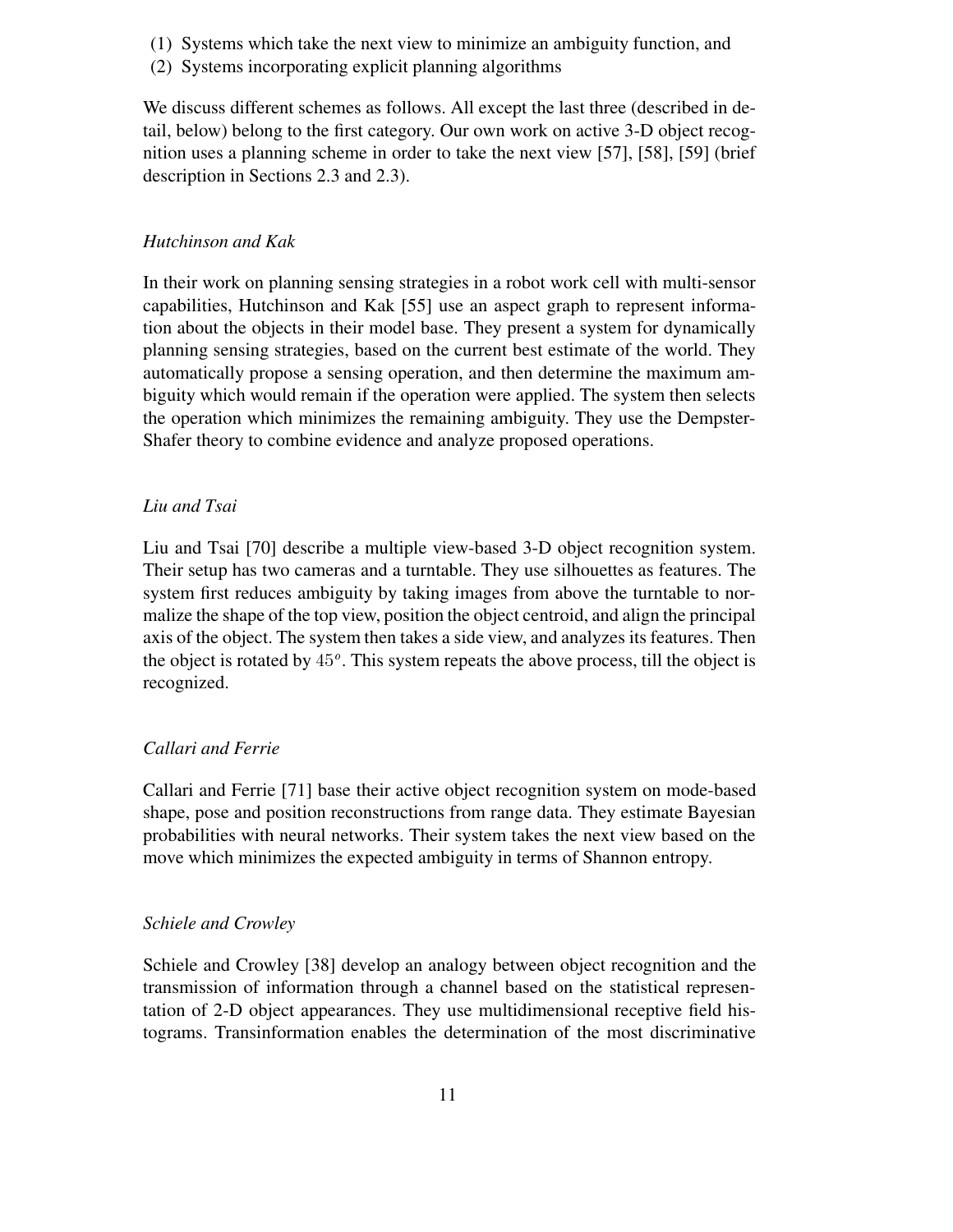(1) Systems which take the next view to minimize an ambiguity function, and
(2) Systems incorporating explicit planning algorithms

We discuss different schemes as follows. All except the last three (described in detail, below) belong to the first category. Our own work on active 3-D object recognition uses a planning scheme in order to take the next view [57], [58], [59] (brief description in Sections 2.3 and 2.3).

*Hutchinson and Kak*

In their work on planning sensing strategies in a robot work cell with multi-sensor capabilities, Hutchinson and Kak [55] use an aspect graph to represent information about the objects in their model base. They present a system for dynamically planning sensing strategies, based on the current best estimate of the world. They automatically propose a sensing operation, and then determine the maximum ambiguity which would remain if the operation were applied. The system then selects the operation which minimizes the remaining ambiguity. They use the Dempster-Shafer theory to combine evidence and analyze proposed operations.

*Liu and Tsai*

Liu and Tsai [70] describe a multiple view-based 3-D object recognition system. Their setup has two cameras and a turntable. They use silhouettes as features. The system first reduces ambiguity by taking images from above the turntable to normalize the shape of the top view, position the object centroid, and align the principal axis of the object. The system then takes a side view, and analyzes its features. Then the object is rotated by $45^o$. This system repeats the above process, till the object is recognized.

*Callari and Ferrie*

Callari and Ferrie [71] base their active object recognition system on mode-based shape, pose and position reconstructions from range data. They estimate Bayesian probabilities with neural networks. Their system takes the next view based on the move which minimizes the expected ambiguity in terms of Shannon entropy.

*Schiele and Crowley*

Schiele and Crowley [38] develop an analogy between object recognition and the transmission of information through a channel based on the statistical representation of 2-D object appearances. They use multidimensional receptive field histograms. Transinformation enables the determination of the most discriminative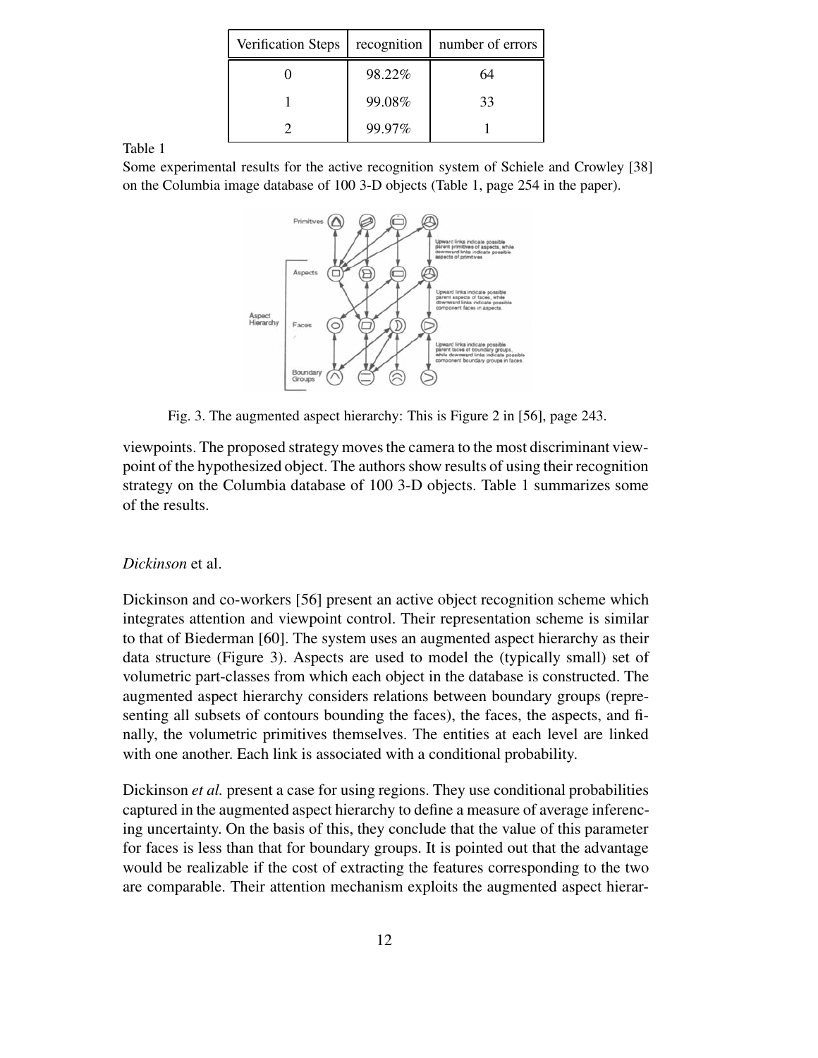| Verification Steps | recognition | number of errors |
|---|---|---|
| 0 | 98.22% | 64 |
| 1 | 99.08% | 33 |
| 2 | 99.97% | 1 |

Table 1

Some experimental results for the active recognition system of Schiele and Crowley [38] on the Columbia image database of 100 3-D objects (Table 1, page 254 in the paper).

Fig. 3. The augmented aspect hierarchy: This is Figure 2 in [56], page 243.

viewpoints. The proposed strategy moves the camera to the most discriminant viewpoint of the hypothesized object. The authors show results of using their recognition strategy on the Columbia database of 100 3-D objects. Table 1 summarizes some of the results.

*Dickinson* et al.

Dickinson and co-workers [56] present an active object recognition scheme which integrates attention and viewpoint control. Their representation scheme is similar to that of Biederman [60]. The system uses an augmented aspect hierarchy as their data structure (Figure 3). Aspects are used to model the (typically small) set of volumetric part-classes from which each object in the database is constructed. The augmented aspect hierarchy considers relations between boundary groups (representing all subsets of contours bounding the faces), the faces, the aspects, and finally, the volumetric primitives themselves. The entities at each level are linked with one another. Each link is associated with a conditional probability.

Dickinson *et al.* present a case for using regions. They use conditional probabilities captured in the augmented aspect hierarchy to define a measure of average inferencing uncertainty. On the basis of this, they conclude that the value of this parameter for faces is less than that for boundary groups. It is pointed out that the advantage would be realizable if the cost of extracting the features corresponding to the two are comparable. Their attention mechanism exploits the augmented aspect hierar-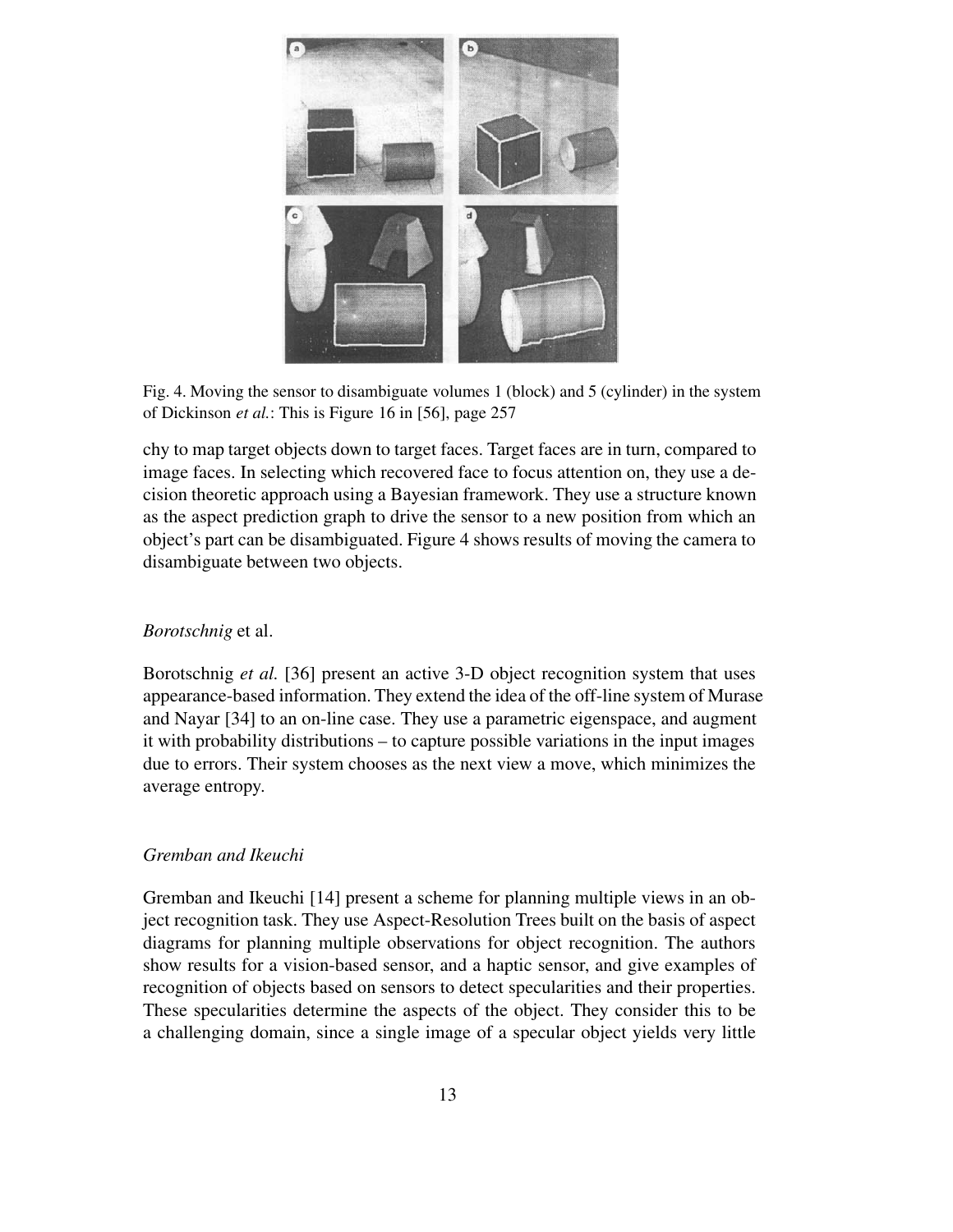Fig. 4. Moving the sensor to disambiguate volumes 1 (block) and 5 (cylinder) in the system of Dickinson *et al.*: This is Figure 16 in [56], page 257

chy to map target objects down to target faces. Target faces are in turn, compared to image faces. In selecting which recovered face to focus attention on, they use a decision theoretic approach using a Bayesian framework. They use a structure known as the aspect prediction graph to drive the sensor to a new position from which an object's part can be disambiguated. Figure 4 shows results of moving the camera to disambiguate between two objects.

*Borotschnig* et al.

Borotschnig *et al.* [36] present an active 3-D object recognition system that uses appearance-based information. They extend the idea of the off-line system of Murase and Nayar [34] to an on-line case. They use a parametric eigenspace, and augment it with probability distributions – to capture possible variations in the input images due to errors. Their system chooses as the next view a move, which minimizes the average entropy.

*Gremban and Ikeuchi*

Gremban and Ikeuchi [14] present a scheme for planning multiple views in an object recognition task. They use Aspect-Resolution Trees built on the basis of aspect diagrams for planning multiple observations for object recognition. The authors show results for a vision-based sensor, and a haptic sensor, and give examples of recognition of objects based on sensors to detect specularities and their properties. These specularities determine the aspects of the object. They consider this to be a challenging domain, since a single image of a specular object yields very little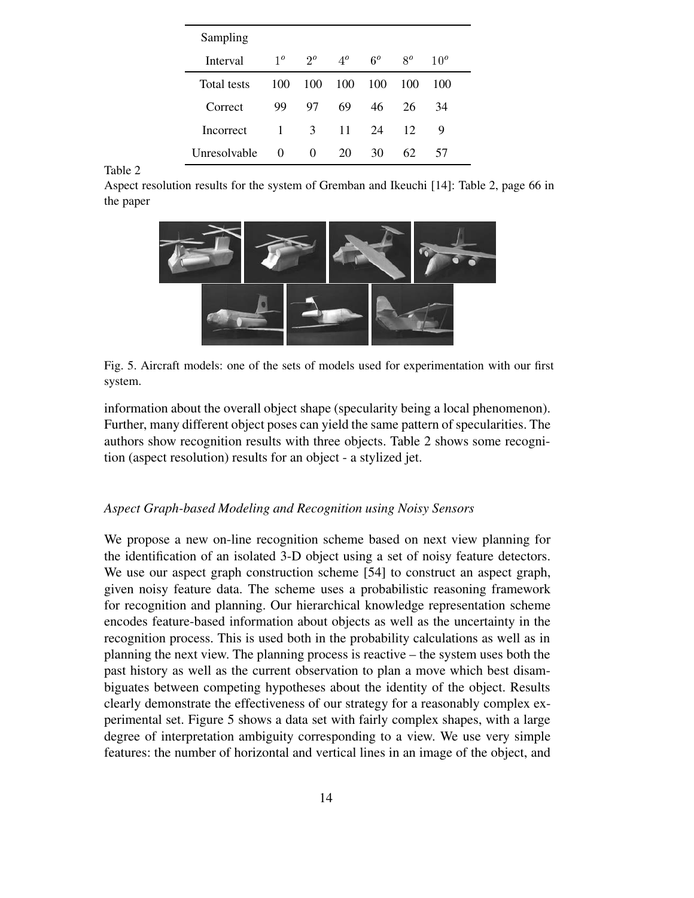| Sampling Interval | $1^o$ | $2^o$ | $4^o$ | $6^o$ | $8^o$ | $10^o$ |
|---|---|---|---|---|---|---|
| Total tests | 100 | 100 | 100 | 100 | 100 | 100 |
| Correct | 99 | 97 | 69 | 46 | 26 | 34 |
| Incorrect | 1 | 3 | 11 | 24 | 12 | 9 |
| Unresolvable | 0 | 0 | 20 | 30 | 62 | 57 |

Table 2
Aspect resolution results for the system of Gremban and Ikeuchi [14]: Table 2, page 66 in the paper

Fig. 5. Aircraft models: one of the sets of models used for experimentation with our first system.

information about the overall object shape (specularity being a local phenomenon). Further, many different object poses can yield the same pattern of specularities. The authors show recognition results with three objects. Table 2 shows some recognition (aspect resolution) results for an object - a stylized jet.

*Aspect Graph-based Modeling and Recognition using Noisy Sensors*

We propose a new on-line recognition scheme based on next view planning for the identification of an isolated 3-D object using a set of noisy feature detectors. We use our aspect graph construction scheme [54] to construct an aspect graph, given noisy feature data. The scheme uses a probabilistic reasoning framework for recognition and planning. Our hierarchical knowledge representation scheme encodes feature-based information about objects as well as the uncertainty in the recognition process. This is used both in the probability calculations as well as in planning the next view. The planning process is reactive – the system uses both the past history as well as the current observation to plan a move which best disambiguates between competing hypotheses about the identity of the object. Results clearly demonstrate the effectiveness of our strategy for a reasonably complex experimental set. Figure 5 shows a data set with fairly complex shapes, with a large degree of interpretation ambiguity corresponding to a view. We use very simple features: the number of horizontal and vertical lines in an image of the object, and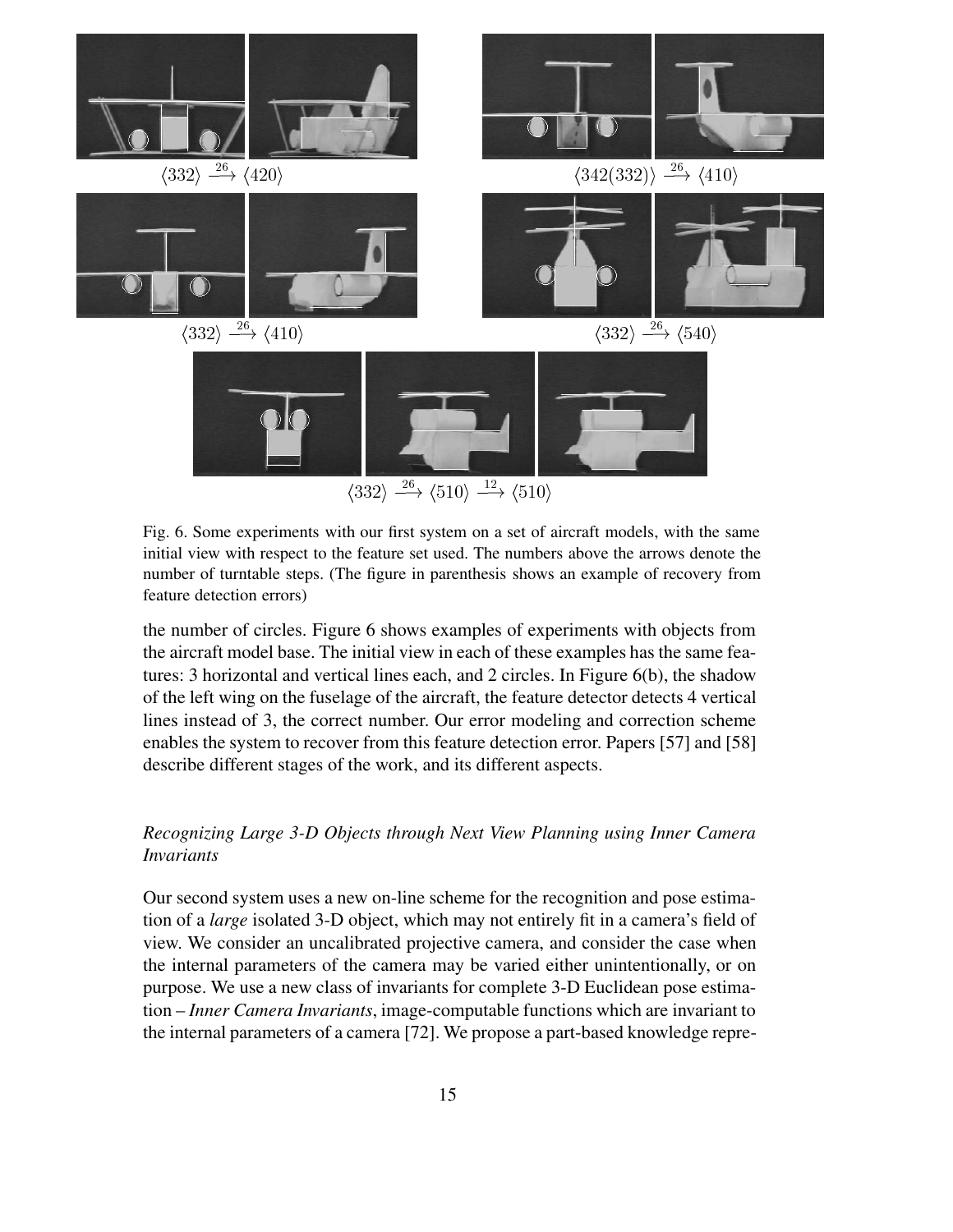$\langle 332 \rangle \xrightarrow{26} \langle 420 \rangle$

$\langle 342(332) \rangle \xrightarrow{26} \langle 410 \rangle$

$\langle 332 \rangle \xrightarrow{26} \langle 410 \rangle$

$\langle 332 \rangle \xrightarrow{26} \langle 540 \rangle$

$\langle 332 \rangle \xrightarrow{26} \langle 510 \rangle \xrightarrow{12} \langle 510 \rangle$

Fig. 6. Some experiments with our first system on a set of aircraft models, with the same initial view with respect to the feature set used. The numbers above the arrows denote the number of turntable steps. (The figure in parenthesis shows an example of recovery from feature detection errors)

the number of circles. Figure 6 shows examples of experiments with objects from the aircraft model base. The initial view in each of these examples has the same features: 3 horizontal and vertical lines each, and 2 circles. In Figure 6(b), the shadow of the left wing on the fuselage of the aircraft, the feature detector detects 4 vertical lines instead of 3, the correct number. Our error modeling and correction scheme enables the system to recover from this feature detection error. Papers [57] and [58] describe different stages of the work, and its different aspects.

### *Recognizing Large 3-D Objects through Next View Planning using Inner Camera Invariants*

Our second system uses a new on-line scheme for the recognition and pose estimation of a *large* isolated 3-D object, which may not entirely fit in a camera's field of view. We consider an uncalibrated projective camera, and consider the case when the internal parameters of the camera may be varied either unintentionally, or on purpose. We use a new class of invariants for complete 3-D Euclidean pose estimation – *Inner Camera Invariants*, image-computable functions which are invariant to the internal parameters of a camera [72]. We propose a part-based knowledge repre-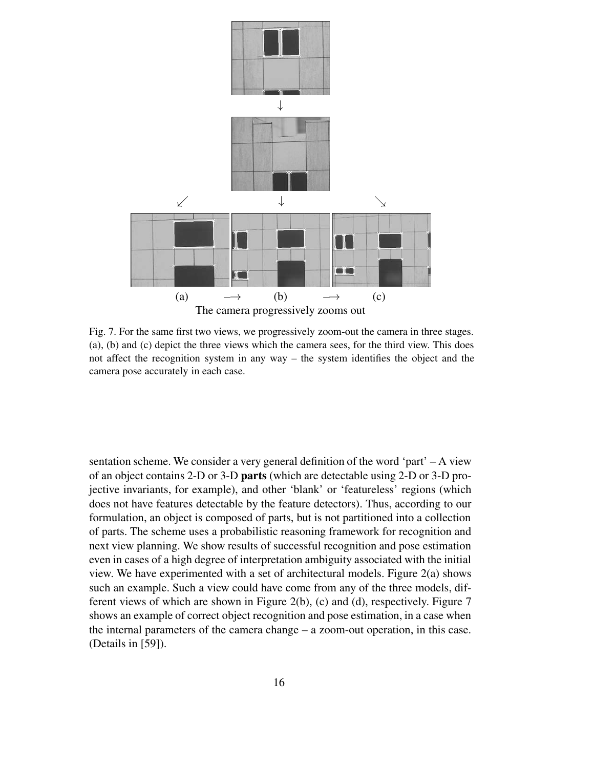(a) ⟶ (b) ⟶ (c)

The camera progressively zooms out

Fig. 7. For the same first two views, we progressively zoom-out the camera in three stages. (a), (b) and (c) depict the three views which the camera sees, for the third view. This does not affect the recognition system in any way – the system identifies the object and the camera pose accurately in each case.

sentation scheme. We consider a very general definition of the word 'part' – A view of an object contains 2-D or 3-D **parts** (which are detectable using 2-D or 3-D projective invariants, for example), and other 'blank' or 'featureless' regions (which does not have features detectable by the feature detectors). Thus, according to our formulation, an object is composed of parts, but is not partitioned into a collection of parts. The scheme uses a probabilistic reasoning framework for recognition and next view planning. We show results of successful recognition and pose estimation even in cases of a high degree of interpretation ambiguity associated with the initial view. We have experimented with a set of architectural models. Figure 2(a) shows such an example. Such a view could have come from any of the three models, different views of which are shown in Figure 2(b), (c) and (d), respectively. Figure 7 shows an example of correct object recognition and pose estimation, in a case when the internal parameters of the camera change – a zoom-out operation, in this case. (Details in [59]).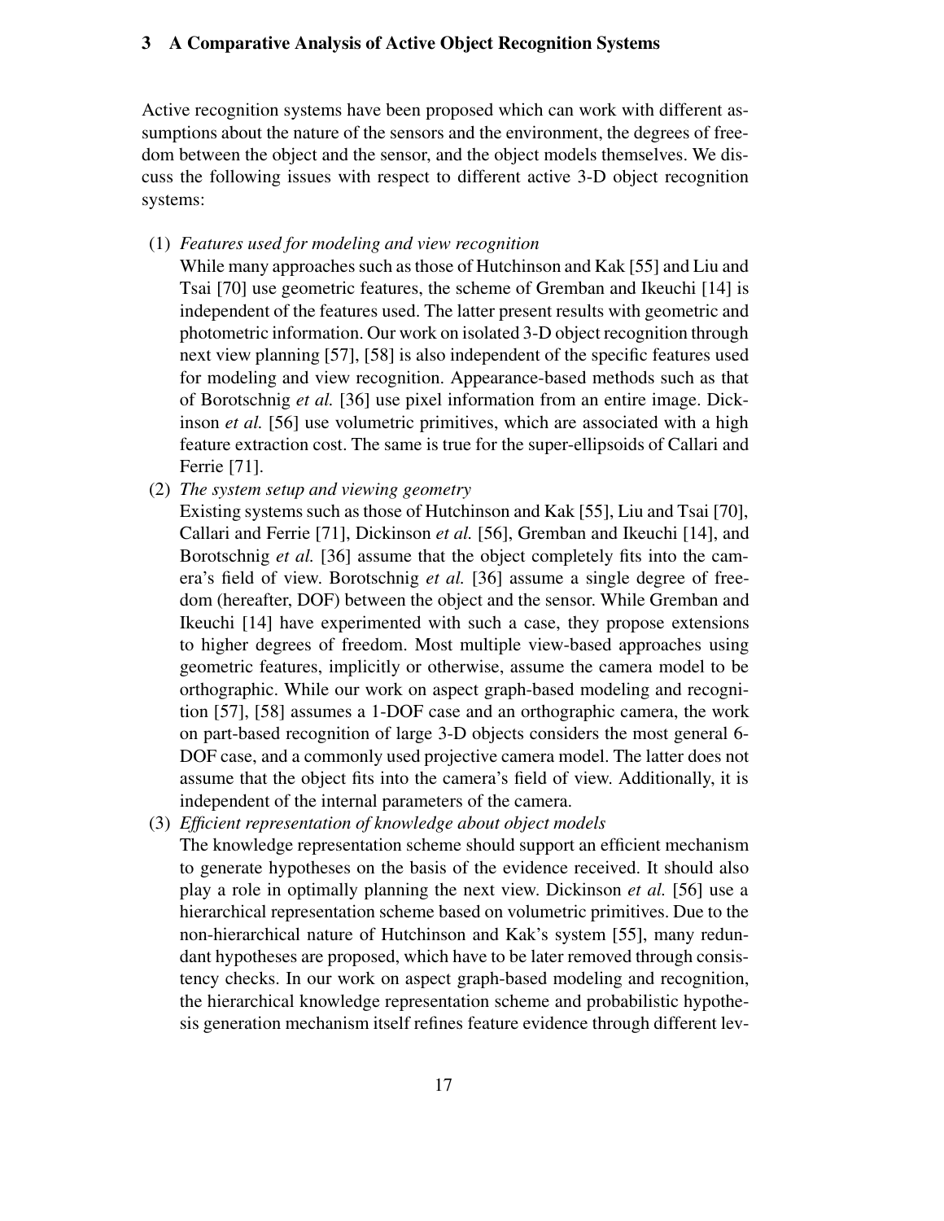# 3 A Comparative Analysis of Active Object Recognition Systems

Active recognition systems have been proposed which can work with different assumptions about the nature of the sensors and the environment, the degrees of freedom between the object and the sensor, and the object models themselves. We discuss the following issues with respect to different active 3-D object recognition systems:

(1) *Features used for modeling and view recognition*
While many approaches such as those of Hutchinson and Kak [55] and Liu and Tsai [70] use geometric features, the scheme of Gremban and Ikeuchi [14] is independent of the features used. The latter present results with geometric and photometric information. Our work on isolated 3-D object recognition through next view planning [57], [58] is also independent of the specific features used for modeling and view recognition. Appearance-based methods such as that of Borotschnig *et al.* [36] use pixel information from an entire image. Dickinson *et al.* [56] use volumetric primitives, which are associated with a high feature extraction cost. The same is true for the super-ellipsoids of Callari and Ferrie [71].

(2) *The system setup and viewing geometry*
Existing systems such as those of Hutchinson and Kak [55], Liu and Tsai [70], Callari and Ferrie [71], Dickinson *et al.* [56], Gremban and Ikeuchi [14], and Borotschnig *et al.* [36] assume that the object completely fits into the camera's field of view. Borotschnig *et al.* [36] assume a single degree of freedom (hereafter, DOF) between the object and the sensor. While Gremban and Ikeuchi [14] have experimented with such a case, they propose extensions to higher degrees of freedom. Most multiple view-based approaches using geometric features, implicitly or otherwise, assume the camera model to be orthographic. While our work on aspect graph-based modeling and recognition [57], [58] assumes a 1-DOF case and an orthographic camera, the work on part-based recognition of large 3-D objects considers the most general 6-DOF case, and a commonly used projective camera model. The latter does not assume that the object fits into the camera's field of view. Additionally, it is independent of the internal parameters of the camera.

(3) *Efficient representation of knowledge about object models*
The knowledge representation scheme should support an efficient mechanism to generate hypotheses on the basis of the evidence received. It should also play a role in optimally planning the next view. Dickinson *et al.* [56] use a hierarchical representation scheme based on volumetric primitives. Due to the non-hierarchical nature of Hutchinson and Kak's system [55], many redundant hypotheses are proposed, which have to be later removed through consistency checks. In our work on aspect graph-based modeling and recognition, the hierarchical knowledge representation scheme and probabilistic hypothesis generation mechanism itself refines feature evidence through different lev-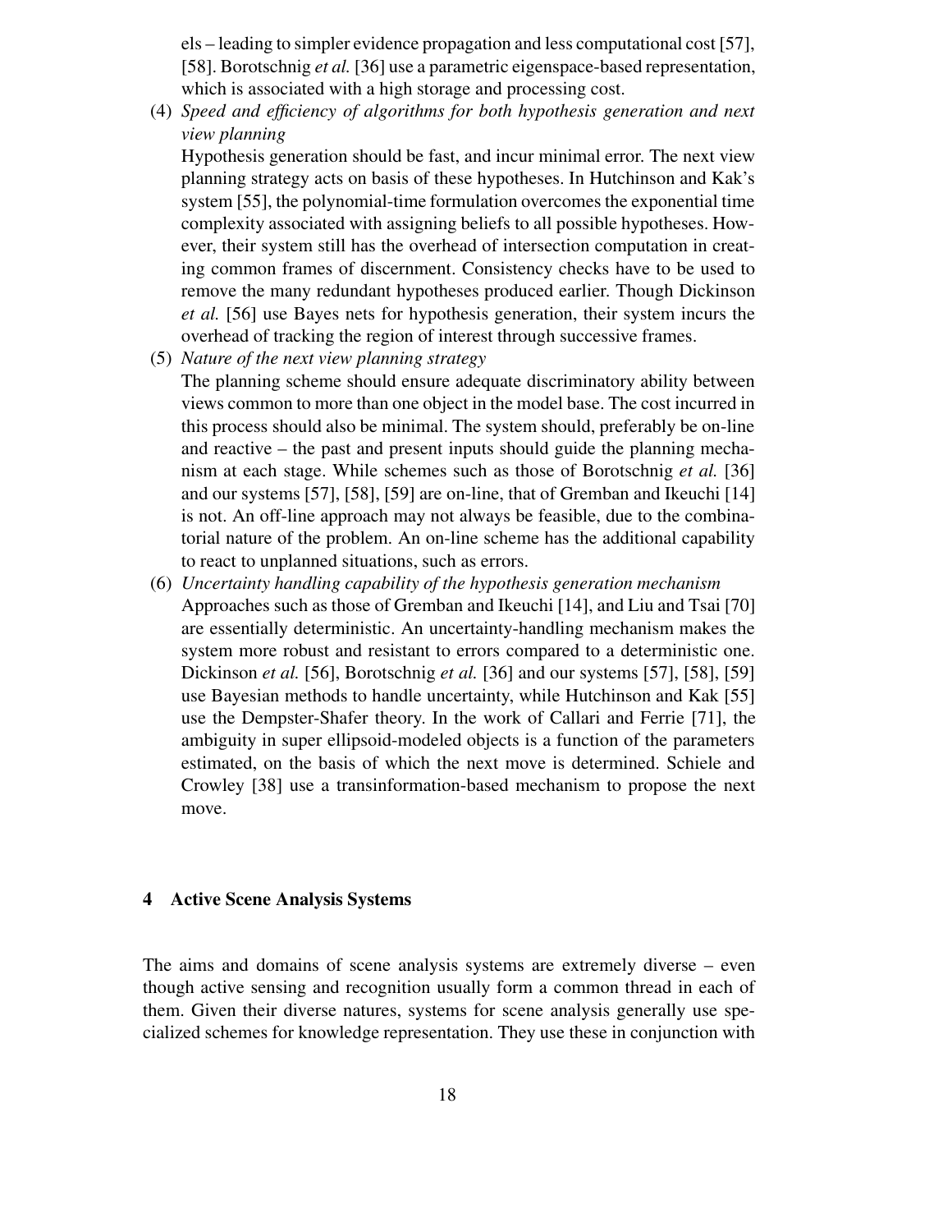els – leading to simpler evidence propagation and less computational cost [57], [58]. Borotschnig *et al.* [36] use a parametric eigenspace-based representation, which is associated with a high storage and processing cost.

(4) *Speed and efficiency of algorithms for both hypothesis generation and next view planning*
Hypothesis generation should be fast, and incur minimal error. The next view planning strategy acts on basis of these hypotheses. In Hutchinson and Kak's system [55], the polynomial-time formulation overcomes the exponential time complexity associated with assigning beliefs to all possible hypotheses. However, their system still has the overhead of intersection computation in creating common frames of discernment. Consistency checks have to be used to remove the many redundant hypotheses produced earlier. Though Dickinson *et al.* [56] use Bayes nets for hypothesis generation, their system incurs the overhead of tracking the region of interest through successive frames.

(5) *Nature of the next view planning strategy*
The planning scheme should ensure adequate discriminatory ability between views common to more than one object in the model base. The cost incurred in this process should also be minimal. The system should, preferably be on-line and reactive – the past and present inputs should guide the planning mechanism at each stage. While schemes such as those of Borotschnig *et al.* [36] and our systems [57], [58], [59] are on-line, that of Gremban and Ikeuchi [14] is not. An off-line approach may not always be feasible, due to the combinatorial nature of the problem. An on-line scheme has the additional capability to react to unplanned situations, such as errors.

(6) *Uncertainty handling capability of the hypothesis generation mechanism*
Approaches such as those of Gremban and Ikeuchi [14], and Liu and Tsai [70] are essentially deterministic. An uncertainty-handling mechanism makes the system more robust and resistant to errors compared to a deterministic one. Dickinson *et al.* [56], Borotschnig *et al.* [36] and our systems [57], [58], [59] use Bayesian methods to handle uncertainty, while Hutchinson and Kak [55] use the Dempster-Shafer theory. In the work of Callari and Ferrie [71], the ambiguity in super ellipsoid-modeled objects is a function of the parameters estimated, on the basis of which the next move is determined. Schiele and Crowley [38] use a transinformation-based mechanism to propose the next move.

## 4 Active Scene Analysis Systems

The aims and domains of scene analysis systems are extremely diverse – even though active sensing and recognition usually form a common thread in each of them. Given their diverse natures, systems for scene analysis generally use specialized schemes for knowledge representation. They use these in conjunction with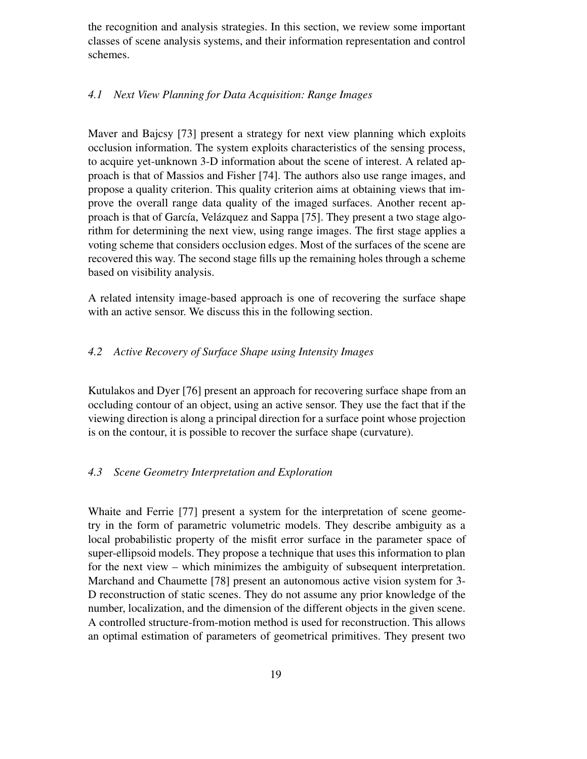the recognition and analysis strategies. In this section, we review some important classes of scene analysis systems, and their information representation and control schemes.

### *4.1 Next View Planning for Data Acquisition: Range Images*

Maver and Bajcsy [73] present a strategy for next view planning which exploits occlusion information. The system exploits characteristics of the sensing process, to acquire yet-unknown 3-D information about the scene of interest. A related approach is that of Massios and Fisher [74]. The authors also use range images, and propose a quality criterion. This quality criterion aims at obtaining views that improve the overall range data quality of the imaged surfaces. Another recent approach is that of García, Velázquez and Sappa [75]. They present a two stage algorithm for determining the next view, using range images. The first stage applies a voting scheme that considers occlusion edges. Most of the surfaces of the scene are recovered this way. The second stage fills up the remaining holes through a scheme based on visibility analysis.

A related intensity image-based approach is one of recovering the surface shape with an active sensor. We discuss this in the following section.

### *4.2 Active Recovery of Surface Shape using Intensity Images*

Kutulakos and Dyer [76] present an approach for recovering surface shape from an occluding contour of an object, using an active sensor. They use the fact that if the viewing direction is along a principal direction for a surface point whose projection is on the contour, it is possible to recover the surface shape (curvature).

### *4.3 Scene Geometry Interpretation and Exploration*

Whaite and Ferrie [77] present a system for the interpretation of scene geometry in the form of parametric volumetric models. They describe ambiguity as a local probabilistic property of the misfit error surface in the parameter space of super-ellipsoid models. They propose a technique that uses this information to plan for the next view – which minimizes the ambiguity of subsequent interpretation. Marchand and Chaumette [78] present an autonomous active vision system for 3-D reconstruction of static scenes. They do not assume any prior knowledge of the number, localization, and the dimension of the different objects in the given scene. A controlled structure-from-motion method is used for reconstruction. This allows an optimal estimation of parameters of geometrical primitives. They present two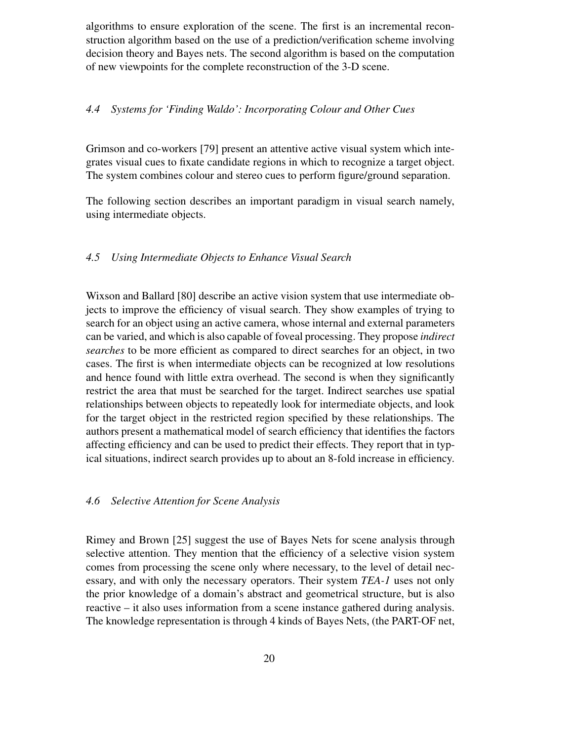algorithms to ensure exploration of the scene. The first is an incremental reconstruction algorithm based on the use of a prediction/verification scheme involving decision theory and Bayes nets. The second algorithm is based on the computation of new viewpoints for the complete reconstruction of the 3-D scene.

### *4.4 Systems for 'Finding Waldo': Incorporating Colour and Other Cues*

Grimson and co-workers [79] present an attentive active visual system which integrates visual cues to fixate candidate regions in which to recognize a target object. The system combines colour and stereo cues to perform figure/ground separation.

The following section describes an important paradigm in visual search namely, using intermediate objects.

### *4.5 Using Intermediate Objects to Enhance Visual Search*

Wixson and Ballard [80] describe an active vision system that use intermediate objects to improve the efficiency of visual search. They show examples of trying to search for an object using an active camera, whose internal and external parameters can be varied, and which is also capable of foveal processing. They propose *indirect searches* to be more efficient as compared to direct searches for an object, in two cases. The first is when intermediate objects can be recognized at low resolutions and hence found with little extra overhead. The second is when they significantly restrict the area that must be searched for the target. Indirect searches use spatial relationships between objects to repeatedly look for intermediate objects, and look for the target object in the restricted region specified by these relationships. The authors present a mathematical model of search efficiency that identifies the factors affecting efficiency and can be used to predict their effects. They report that in typical situations, indirect search provides up to about an 8-fold increase in efficiency.

### *4.6 Selective Attention for Scene Analysis*

Rimey and Brown [25] suggest the use of Bayes Nets for scene analysis through selective attention. They mention that the efficiency of a selective vision system comes from processing the scene only where necessary, to the level of detail necessary, and with only the necessary operators. Their system *TEA-1* uses not only the prior knowledge of a domain's abstract and geometrical structure, but is also reactive – it also uses information from a scene instance gathered during analysis. The knowledge representation is through 4 kinds of Bayes Nets, (the PART-OF net,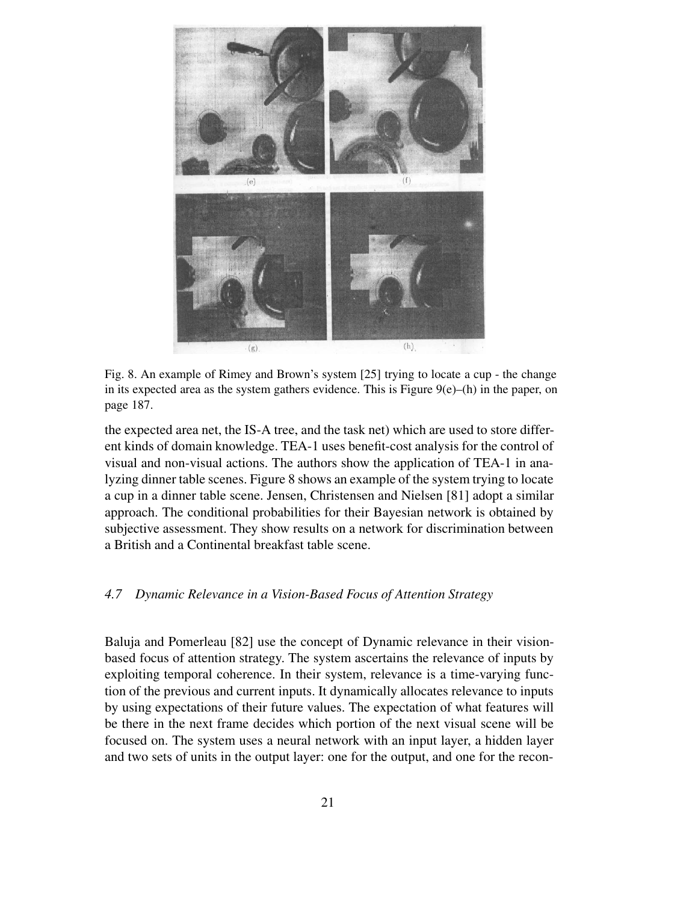Fig. 8. An example of Rimey and Brown's system [25] trying to locate a cup - the change in its expected area as the system gathers evidence. This is Figure 9(e)–(h) in the paper, on page 187.

the expected area net, the IS-A tree, and the task net) which are used to store different kinds of domain knowledge. TEA-1 uses benefit-cost analysis for the control of visual and non-visual actions. The authors show the application of TEA-1 in analyzing dinner table scenes. Figure 8 shows an example of the system trying to locate a cup in a dinner table scene. Jensen, Christensen and Nielsen [81] adopt a similar approach. The conditional probabilities for their Bayesian network is obtained by subjective assessment. They show results on a network for discrimination between a British and a Continental breakfast table scene.

### *4.7 Dynamic Relevance in a Vision-Based Focus of Attention Strategy*

Baluja and Pomerleau [82] use the concept of Dynamic relevance in their vision-based focus of attention strategy. The system ascertains the relevance of inputs by exploiting temporal coherence. In their system, relevance is a time-varying function of the previous and current inputs. It dynamically allocates relevance to inputs by using expectations of their future values. The expectation of what features will be there in the next frame decides which portion of the next visual scene will be focused on. The system uses a neural network with an input layer, a hidden layer and two sets of units in the output layer: one for the output, and one for the recon-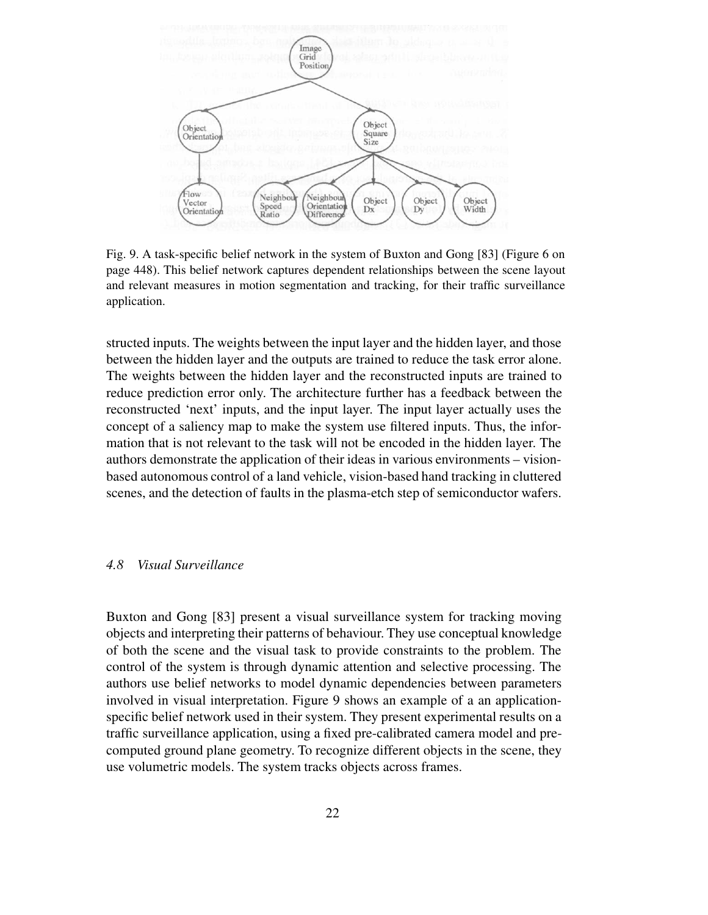Fig. 9. A task-specific belief network in the system of Buxton and Gong [83] (Figure 6 on page 448). This belief network captures dependent relationships between the scene layout and relevant measures in motion segmentation and tracking, for their traffic surveillance application.

structed inputs. The weights between the input layer and the hidden layer, and those between the hidden layer and the outputs are trained to reduce the task error alone. The weights between the hidden layer and the reconstructed inputs are trained to reduce prediction error only. The architecture further has a feedback between the reconstructed 'next' inputs, and the input layer. The input layer actually uses the concept of a saliency map to make the system use filtered inputs. Thus, the information that is not relevant to the task will not be encoded in the hidden layer. The authors demonstrate the application of their ideas in various environments – vision-based autonomous control of a land vehicle, vision-based hand tracking in cluttered scenes, and the detection of faults in the plasma-etch step of semiconductor wafers.

### *4.8 Visual Surveillance*

Buxton and Gong [83] present a visual surveillance system for tracking moving objects and interpreting their patterns of behaviour. They use conceptual knowledge of both the scene and the visual task to provide constraints to the problem. The control of the system is through dynamic attention and selective processing. The authors use belief networks to model dynamic dependencies between parameters involved in visual interpretation. Figure 9 shows an example of a an application-specific belief network used in their system. They present experimental results on a traffic surveillance application, using a fixed pre-calibrated camera model and pre-computed ground plane geometry. To recognize different objects in the scene, they use volumetric models. The system tracks objects across frames.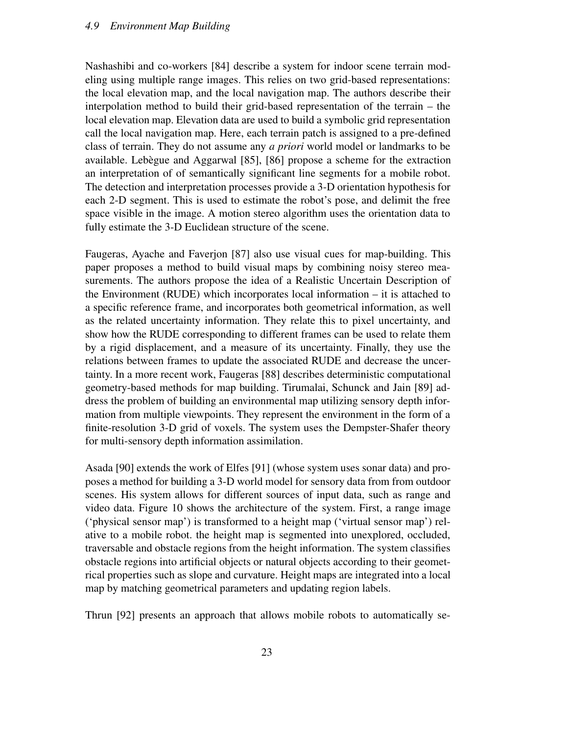Nashashibi and co-workers [84] describe a system for indoor scene terrain modeling using multiple range images. This relies on two grid-based representations: the local elevation map, and the local navigation map. The authors describe their interpolation method to build their grid-based representation of the terrain – the local elevation map. Elevation data are used to build a symbolic grid representation call the local navigation map. Here, each terrain patch is assigned to a pre-defined class of terrain. They do not assume any *a priori* world model or landmarks to be available. Lebègue and Aggarwal [85], [86] propose a scheme for the extraction an interpretation of of semantically significant line segments for a mobile robot. The detection and interpretation processes provide a 3-D orientation hypothesis for each 2-D segment. This is used to estimate the robot's pose, and delimit the free space visible in the image. A motion stereo algorithm uses the orientation data to fully estimate the 3-D Euclidean structure of the scene.

Faugeras, Ayache and Faverjon [87] also use visual cues for map-building. This paper proposes a method to build visual maps by combining noisy stereo measurements. The authors propose the idea of a Realistic Uncertain Description of the Environment (RUDE) which incorporates local information – it is attached to a specific reference frame, and incorporates both geometrical information, as well as the related uncertainty information. They relate this to pixel uncertainty, and show how the RUDE corresponding to different frames can be used to relate them by a rigid displacement, and a measure of its uncertainty. Finally, they use the relations between frames to update the associated RUDE and decrease the uncertainty. In a more recent work, Faugeras [88] describes deterministic computational geometry-based methods for map building. Tirumalai, Schunck and Jain [89] address the problem of building an environmental map utilizing sensory depth information from multiple viewpoints. They represent the environment in the form of a finite-resolution 3-D grid of voxels. The system uses the Dempster-Shafer theory for multi-sensory depth information assimilation.

Asada [90] extends the work of Elfes [91] (whose system uses sonar data) and proposes a method for building a 3-D world model for sensory data from from outdoor scenes. His system allows for different sources of input data, such as range and video data. Figure 10 shows the architecture of the system. First, a range image ('physical sensor map') is transformed to a height map ('virtual sensor map') relative to a mobile robot. the height map is segmented into unexplored, occluded, traversable and obstacle regions from the height information. The system classifies obstacle regions into artificial objects or natural objects according to their geometrical properties such as slope and curvature. Height maps are integrated into a local map by matching geometrical parameters and updating region labels.

Thrun [92] presents an approach that allows mobile robots to automatically se-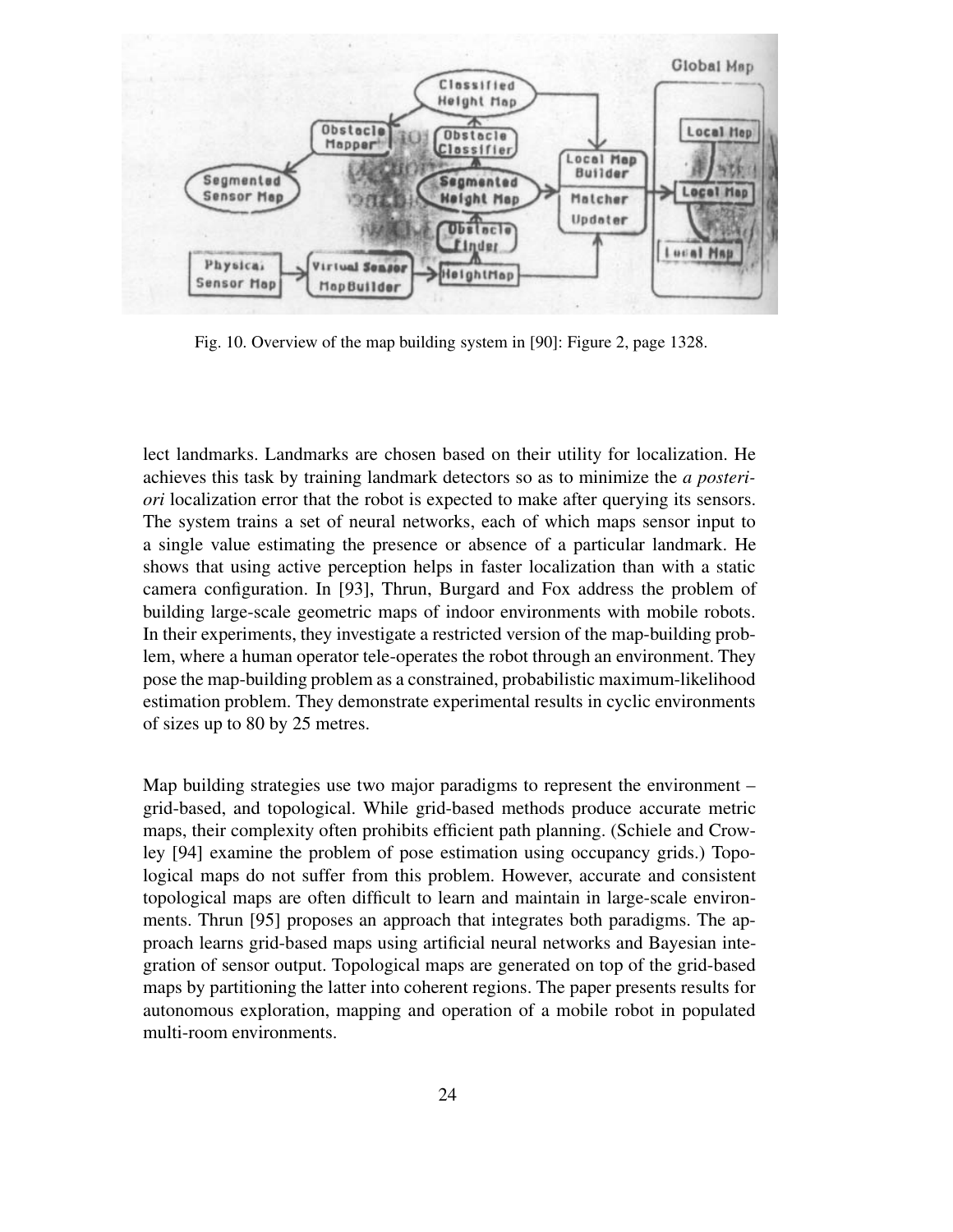Fig. 10. Overview of the map building system in [90]: Figure 2, page 1328.

lect landmarks. Landmarks are chosen based on their utility for localization. He achieves this task by training landmark detectors so as to minimize the *a posteriori* localization error that the robot is expected to make after querying its sensors. The system trains a set of neural networks, each of which maps sensor input to a single value estimating the presence or absence of a particular landmark. He shows that using active perception helps in faster localization than with a static camera configuration. In [93], Thrun, Burgard and Fox address the problem of building large-scale geometric maps of indoor environments with mobile robots. In their experiments, they investigate a restricted version of the map-building problem, where a human operator tele-operates the robot through an environment. They pose the map-building problem as a constrained, probabilistic maximum-likelihood estimation problem. They demonstrate experimental results in cyclic environments of sizes up to 80 by 25 metres.

Map building strategies use two major paradigms to represent the environment – grid-based, and topological. While grid-based methods produce accurate metric maps, their complexity often prohibits efficient path planning. (Schiele and Crowley [94] examine the problem of pose estimation using occupancy grids.) Topological maps do not suffer from this problem. However, accurate and consistent topological maps are often difficult to learn and maintain in large-scale environments. Thrun [95] proposes an approach that integrates both paradigms. The approach learns grid-based maps using artificial neural networks and Bayesian integration of sensor output. Topological maps are generated on top of the grid-based maps by partitioning the latter into coherent regions. The paper presents results for autonomous exploration, mapping and operation of a mobile robot in populated multi-room environments.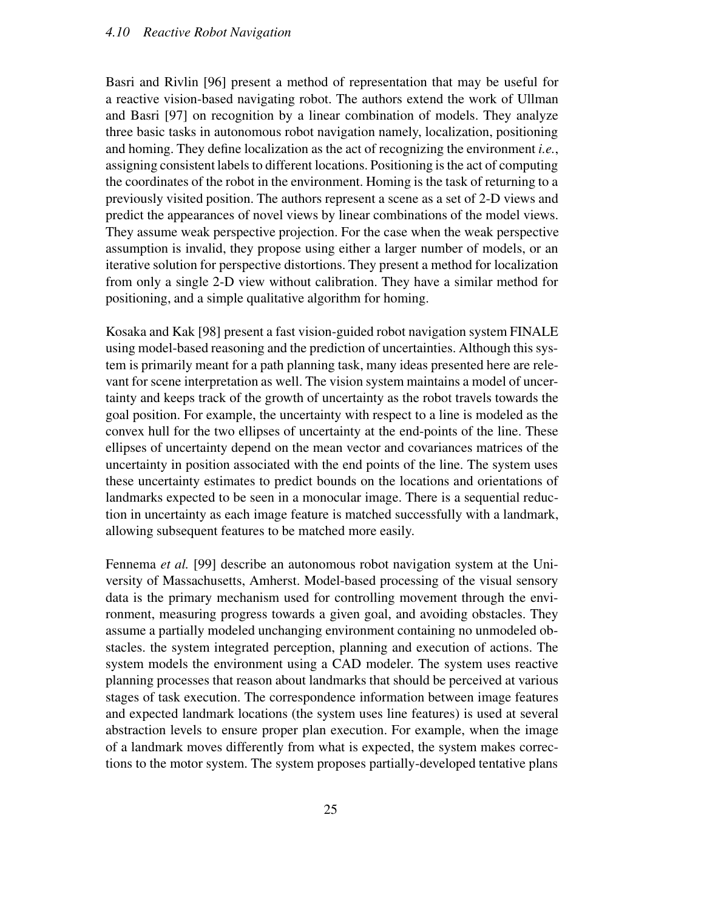Basri and Rivlin [96] present a method of representation that may be useful for a reactive vision-based navigating robot. The authors extend the work of Ullman and Basri [97] on recognition by a linear combination of models. They analyze three basic tasks in autonomous robot navigation namely, localization, positioning and homing. They define localization as the act of recognizing the environment *i.e.*, assigning consistent labels to different locations. Positioning is the act of computing the coordinates of the robot in the environment. Homing is the task of returning to a previously visited position. The authors represent a scene as a set of 2-D views and predict the appearances of novel views by linear combinations of the model views. They assume weak perspective projection. For the case when the weak perspective assumption is invalid, they propose using either a larger number of models, or an iterative solution for perspective distortions. They present a method for localization from only a single 2-D view without calibration. They have a similar method for positioning, and a simple qualitative algorithm for homing.

Kosaka and Kak [98] present a fast vision-guided robot navigation system FINALE using model-based reasoning and the prediction of uncertainties. Although this system is primarily meant for a path planning task, many ideas presented here are relevant for scene interpretation as well. The vision system maintains a model of uncertainty and keeps track of the growth of uncertainty as the robot travels towards the goal position. For example, the uncertainty with respect to a line is modeled as the convex hull for the two ellipses of uncertainty at the end-points of the line. These ellipses of uncertainty depend on the mean vector and covariances matrices of the uncertainty in position associated with the end points of the line. The system uses these uncertainty estimates to predict bounds on the locations and orientations of landmarks expected to be seen in a monocular image. There is a sequential reduction in uncertainty as each image feature is matched successfully with a landmark, allowing subsequent features to be matched more easily.

Fennema *et al.* [99] describe an autonomous robot navigation system at the University of Massachusetts, Amherst. Model-based processing of the visual sensory data is the primary mechanism used for controlling movement through the environment, measuring progress towards a given goal, and avoiding obstacles. They assume a partially modeled unchanging environment containing no unmodeled obstacles. the system integrated perception, planning and execution of actions. The system models the environment using a CAD modeler. The system uses reactive planning processes that reason about landmarks that should be perceived at various stages of task execution. The correspondence information between image features and expected landmark locations (the system uses line features) is used at several abstraction levels to ensure proper plan execution. For example, when the image of a landmark moves differently from what is expected, the system makes corrections to the motor system. The system proposes partially-developed tentative plans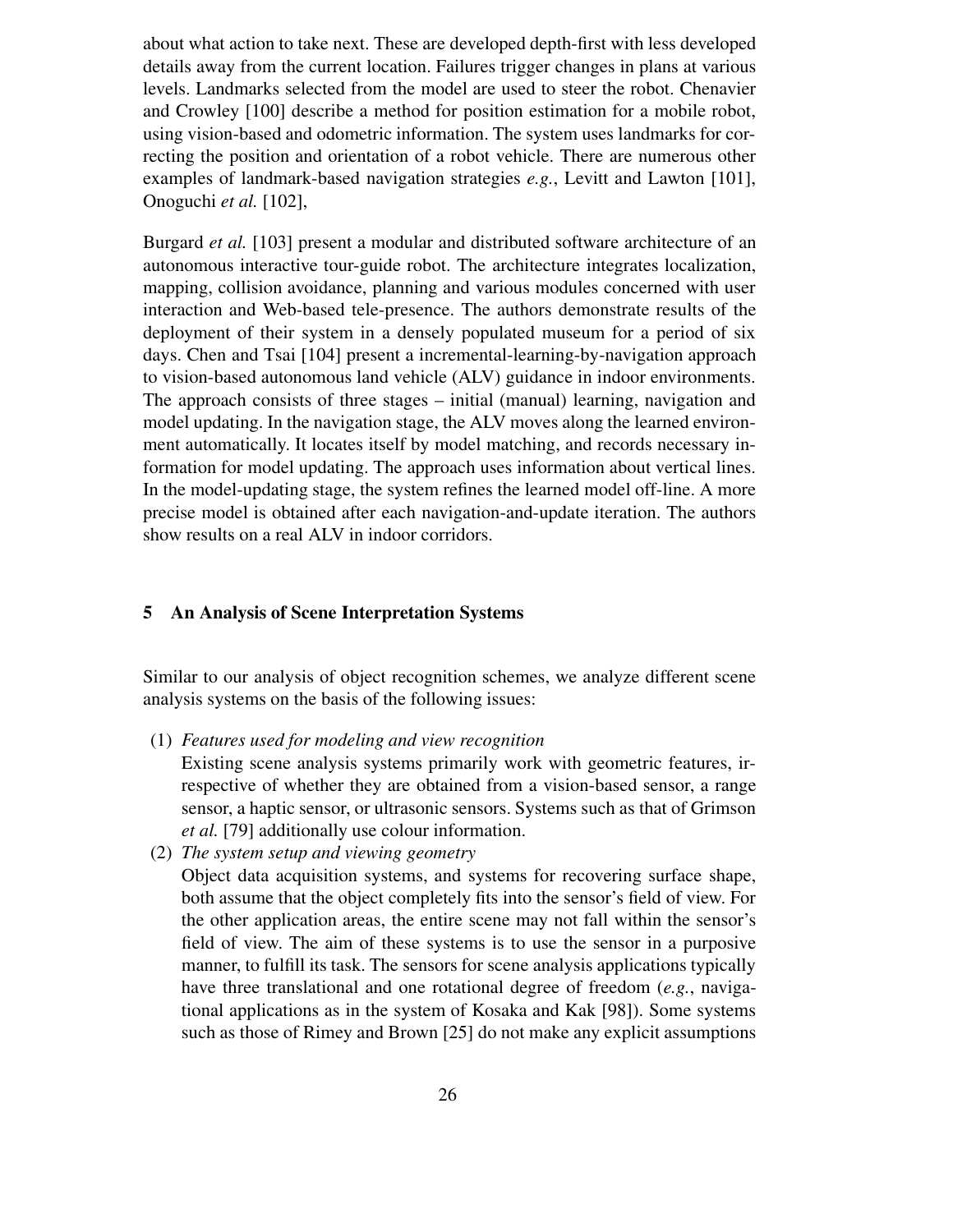about what action to take next. These are developed depth-first with less developed details away from the current location. Failures trigger changes in plans at various levels. Landmarks selected from the model are used to steer the robot. Chenavier and Crowley [100] describe a method for position estimation for a mobile robot, using vision-based and odometric information. The system uses landmarks for correcting the position and orientation of a robot vehicle. There are numerous other examples of landmark-based navigation strategies *e.g.*, Levitt and Lawton [101], Onoguchi *et al.* [102],

Burgard *et al.* [103] present a modular and distributed software architecture of an autonomous interactive tour-guide robot. The architecture integrates localization, mapping, collision avoidance, planning and various modules concerned with user interaction and Web-based tele-presence. The authors demonstrate results of the deployment of their system in a densely populated museum for a period of six days. Chen and Tsai [104] present a incremental-learning-by-navigation approach to vision-based autonomous land vehicle (ALV) guidance in indoor environments. The approach consists of three stages – initial (manual) learning, navigation and model updating. In the navigation stage, the ALV moves along the learned environment automatically. It locates itself by model matching, and records necessary information for model updating. The approach uses information about vertical lines. In the model-updating stage, the system refines the learned model off-line. A more precise model is obtained after each navigation-and-update iteration. The authors show results on a real ALV in indoor corridors.

## 5 An Analysis of Scene Interpretation Systems

Similar to our analysis of object recognition schemes, we analyze different scene analysis systems on the basis of the following issues:

(1) *Features used for modeling and view recognition*
Existing scene analysis systems primarily work with geometric features, irrespective of whether they are obtained from a vision-based sensor, a range sensor, a haptic sensor, or ultrasonic sensors. Systems such as that of Grimson *et al.* [79] additionally use colour information.

(2) *The system setup and viewing geometry*
Object data acquisition systems, and systems for recovering surface shape, both assume that the object completely fits into the sensor's field of view. For the other application areas, the entire scene may not fall within the sensor's field of view. The aim of these systems is to use the sensor in a purposive manner, to fulfill its task. The sensors for scene analysis applications typically have three translational and one rotational degree of freedom (*e.g.*, navigational applications as in the system of Kosaka and Kak [98]). Some systems such as those of Rimey and Brown [25] do not make any explicit assumptions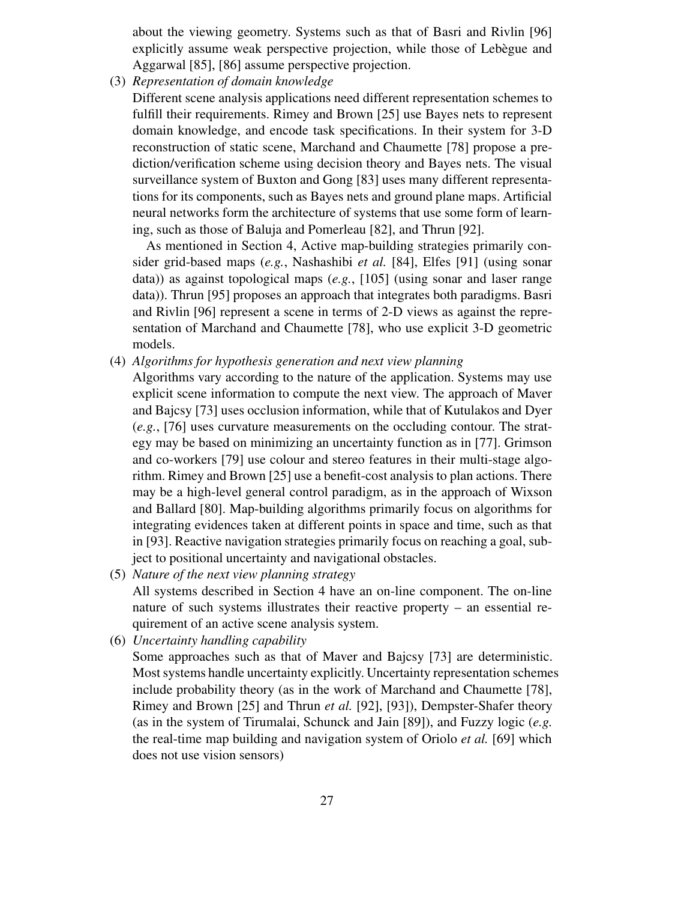about the viewing geometry. Systems such as that of Basri and Rivlin [96] explicitly assume weak perspective projection, while those of Lebègue and Aggarwal [85], [86] assume perspective projection.

(3) *Representation of domain knowledge*

Different scene analysis applications need different representation schemes to fulfill their requirements. Rimey and Brown [25] use Bayes nets to represent domain knowledge, and encode task specifications. In their system for 3-D reconstruction of static scene, Marchand and Chaumette [78] propose a prediction/verification scheme using decision theory and Bayes nets. The visual surveillance system of Buxton and Gong [83] uses many different representations for its components, such as Bayes nets and ground plane maps. Artificial neural networks form the architecture of systems that use some form of learning, such as those of Baluja and Pomerleau [82], and Thrun [92].

As mentioned in Section 4, Active map-building strategies primarily consider grid-based maps (*e.g.*, Nashashibi *et al.* [84], Elfes [91] (using sonar data)) as against topological maps (*e.g.*, [105] (using sonar and laser range data)). Thrun [95] proposes an approach that integrates both paradigms. Basri and Rivlin [96] represent a scene in terms of 2-D views as against the representation of Marchand and Chaumette [78], who use explicit 3-D geometric models.

(4) *Algorithms for hypothesis generation and next view planning*

Algorithms vary according to the nature of the application. Systems may use explicit scene information to compute the next view. The approach of Maver and Bajcsy [73] uses occlusion information, while that of Kutulakos and Dyer (*e.g.*, [76] uses curvature measurements on the occluding contour. The strategy may be based on minimizing an uncertainty function as in [77]. Grimson and co-workers [79] use colour and stereo features in their multi-stage algorithm. Rimey and Brown [25] use a benefit-cost analysis to plan actions. There may be a high-level general control paradigm, as in the approach of Wixson and Ballard [80]. Map-building algorithms primarily focus on algorithms for integrating evidences taken at different points in space and time, such as that in [93]. Reactive navigation strategies primarily focus on reaching a goal, subject to positional uncertainty and navigational obstacles.

(5) *Nature of the next view planning strategy*

All systems described in Section 4 have an on-line component. The on-line nature of such systems illustrates their reactive property – an essential requirement of an active scene analysis system.

(6) *Uncertainty handling capability*

Some approaches such as that of Maver and Bajcsy [73] are deterministic. Most systems handle uncertainty explicitly. Uncertainty representation schemes include probability theory (as in the work of Marchand and Chaumette [78], Rimey and Brown [25] and Thrun *et al.* [92], [93]), Dempster-Shafer theory (as in the system of Tirumalai, Schunck and Jain [89]), and Fuzzy logic (*e.g.* the real-time map building and navigation system of Oriolo *et al.* [69] which does not use vision sensors)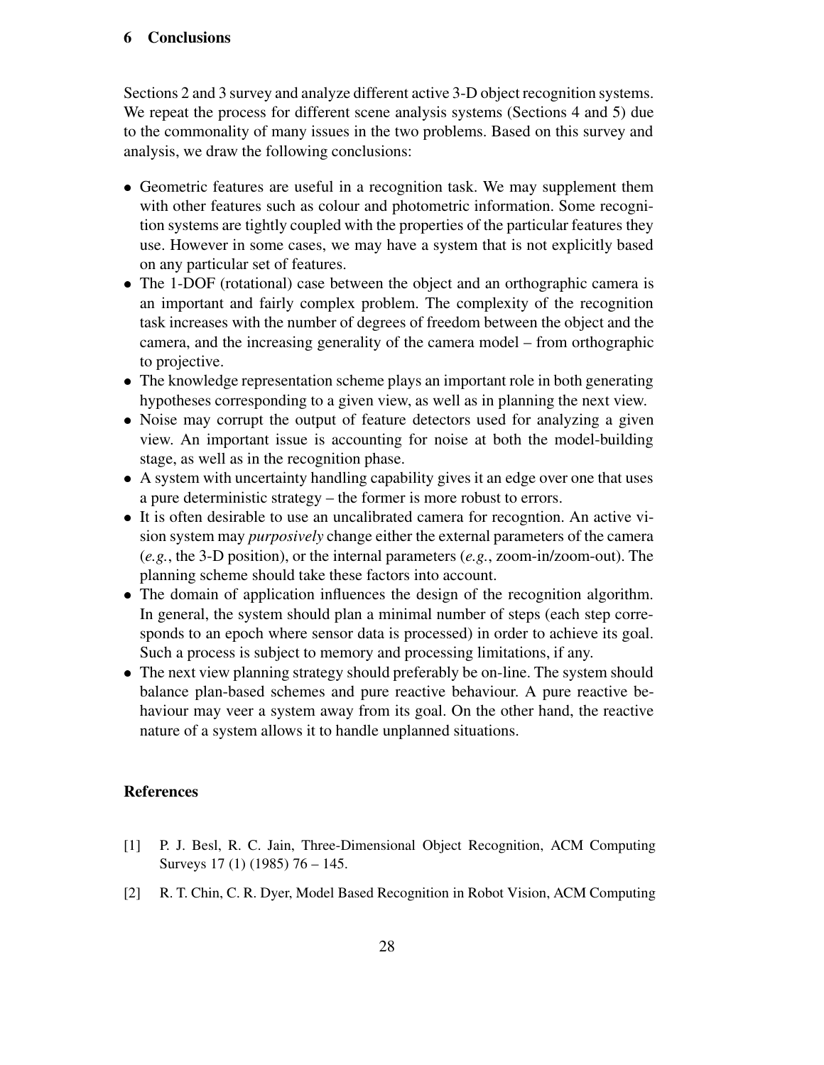## 6 Conclusions

Sections 2 and 3 survey and analyze different active 3-D object recognition systems. We repeat the process for different scene analysis systems (Sections 4 and 5) due to the commonality of many issues in the two problems. Based on this survey and analysis, we draw the following conclusions:

- Geometric features are useful in a recognition task. We may supplement them with other features such as colour and photometric information. Some recognition systems are tightly coupled with the properties of the particular features they use. However in some cases, we may have a system that is not explicitly based on any particular set of features.
- The 1-DOF (rotational) case between the object and an orthographic camera is an important and fairly complex problem. The complexity of the recognition task increases with the number of degrees of freedom between the object and the camera, and the increasing generality of the camera model – from orthographic to projective.
- The knowledge representation scheme plays an important role in both generating hypotheses corresponding to a given view, as well as in planning the next view.
- Noise may corrupt the output of feature detectors used for analyzing a given view. An important issue is accounting for noise at both the model-building stage, as well as in the recognition phase.
- A system with uncertainty handling capability gives it an edge over one that uses a pure deterministic strategy – the former is more robust to errors.
- It is often desirable to use an uncalibrated camera for recogntion. An active vision system may *purposively* change either the external parameters of the camera (*e.g.*, the 3-D position), or the internal parameters (*e.g.*, zoom-in/zoom-out). The planning scheme should take these factors into account.
- The domain of application influences the design of the recognition algorithm. In general, the system should plan a minimal number of steps (each step corresponds to an epoch where sensor data is processed) in order to achieve its goal. Such a process is subject to memory and processing limitations, if any.
- The next view planning strategy should preferably be on-line. The system should balance plan-based schemes and pure reactive behaviour. A pure reactive behaviour may veer a system away from its goal. On the other hand, the reactive nature of a system allows it to handle unplanned situations.

## References

[1] P. J. Besl, R. C. Jain, Three-Dimensional Object Recognition, ACM Computing Surveys 17 (1) (1985) 76 – 145.

[2] R. T. Chin, C. R. Dyer, Model Based Recognition in Robot Vision, ACM Computing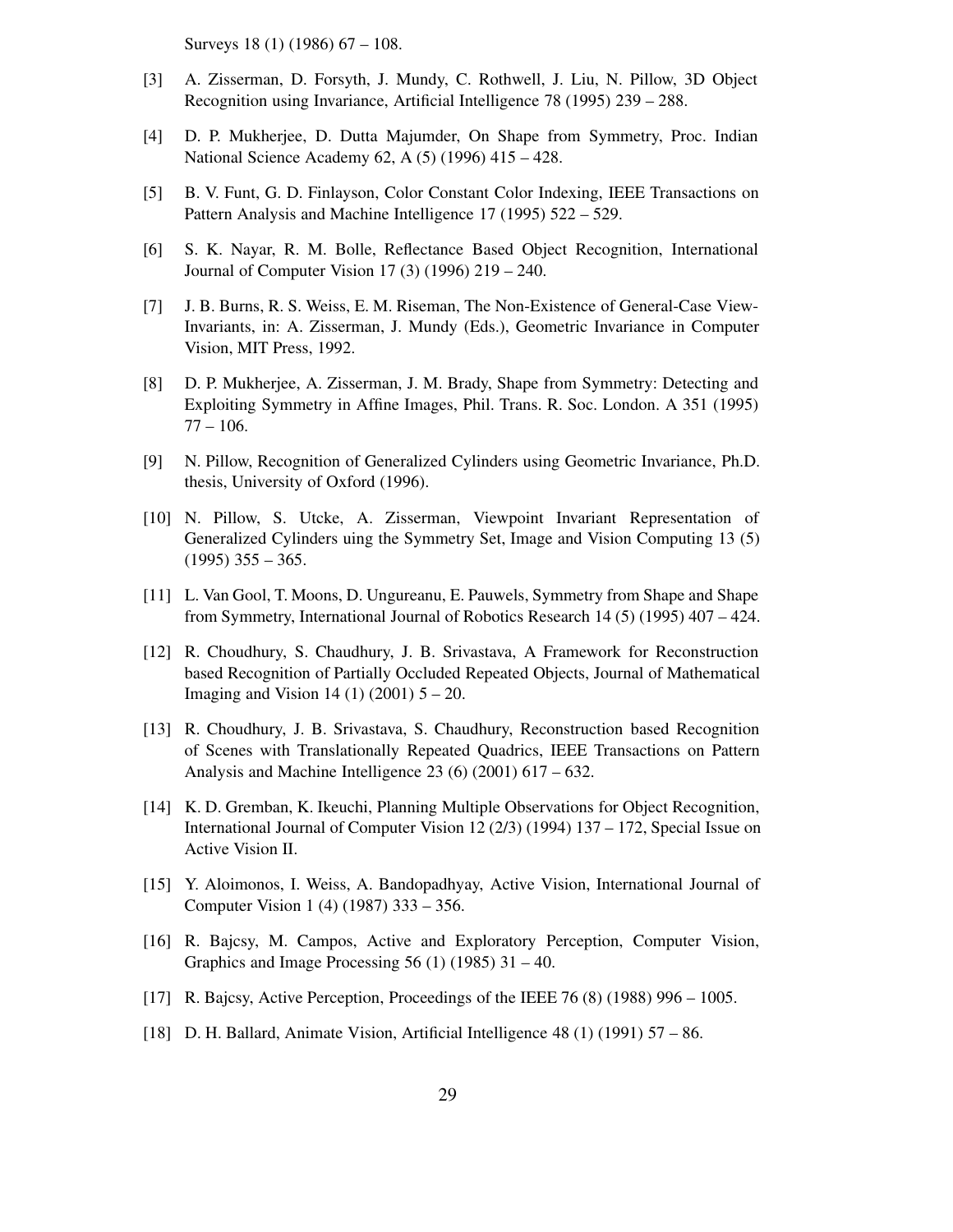Surveys 18 (1) (1986) 67 – 108.

[3] A. Zisserman, D. Forsyth, J. Mundy, C. Rothwell, J. Liu, N. Pillow, 3D Object Recognition using Invariance, Artificial Intelligence 78 (1995) 239 – 288.

[4] D. P. Mukherjee, D. Dutta Majumder, On Shape from Symmetry, Proc. Indian National Science Academy 62, A (5) (1996) 415 – 428.

[5] B. V. Funt, G. D. Finlayson, Color Constant Color Indexing, IEEE Transactions on Pattern Analysis and Machine Intelligence 17 (1995) 522 – 529.

[6] S. K. Nayar, R. M. Bolle, Reflectance Based Object Recognition, International Journal of Computer Vision 17 (3) (1996) 219 – 240.

[7] J. B. Burns, R. S. Weiss, E. M. Riseman, The Non-Existence of General-Case View-Invariants, in: A. Zisserman, J. Mundy (Eds.), Geometric Invariance in Computer Vision, MIT Press, 1992.

[8] D. P. Mukherjee, A. Zisserman, J. M. Brady, Shape from Symmetry: Detecting and Exploiting Symmetry in Affine Images, Phil. Trans. R. Soc. London. A 351 (1995) 77 – 106.

[9] N. Pillow, Recognition of Generalized Cylinders using Geometric Invariance, Ph.D. thesis, University of Oxford (1996).

[10] N. Pillow, S. Utcke, A. Zisserman, Viewpoint Invariant Representation of Generalized Cylinders uing the Symmetry Set, Image and Vision Computing 13 (5) (1995) 355 – 365.

[11] L. Van Gool, T. Moons, D. Ungureanu, E. Pauwels, Symmetry from Shape and Shape from Symmetry, International Journal of Robotics Research 14 (5) (1995) 407 – 424.

[12] R. Choudhury, S. Chaudhury, J. B. Srivastava, A Framework for Reconstruction based Recognition of Partially Occluded Repeated Objects, Journal of Mathematical Imaging and Vision 14 (1) (2001) 5 – 20.

[13] R. Choudhury, J. B. Srivastava, S. Chaudhury, Reconstruction based Recognition of Scenes with Translationally Repeated Quadrics, IEEE Transactions on Pattern Analysis and Machine Intelligence 23 (6) (2001) 617 – 632.

[14] K. D. Gremban, K. Ikeuchi, Planning Multiple Observations for Object Recognition, International Journal of Computer Vision 12 (2/3) (1994) 137 – 172, Special Issue on Active Vision II.

[15] Y. Aloimonos, I. Weiss, A. Bandopadhyay, Active Vision, International Journal of Computer Vision 1 (4) (1987) 333 – 356.

[16] R. Bajcsy, M. Campos, Active and Exploratory Perception, Computer Vision, Graphics and Image Processing 56 (1) (1985) 31 – 40.

[17] R. Bajcsy, Active Perception, Proceedings of the IEEE 76 (8) (1988) 996 – 1005.

[18] D. H. Ballard, Animate Vision, Artificial Intelligence 48 (1) (1991) 57 – 86.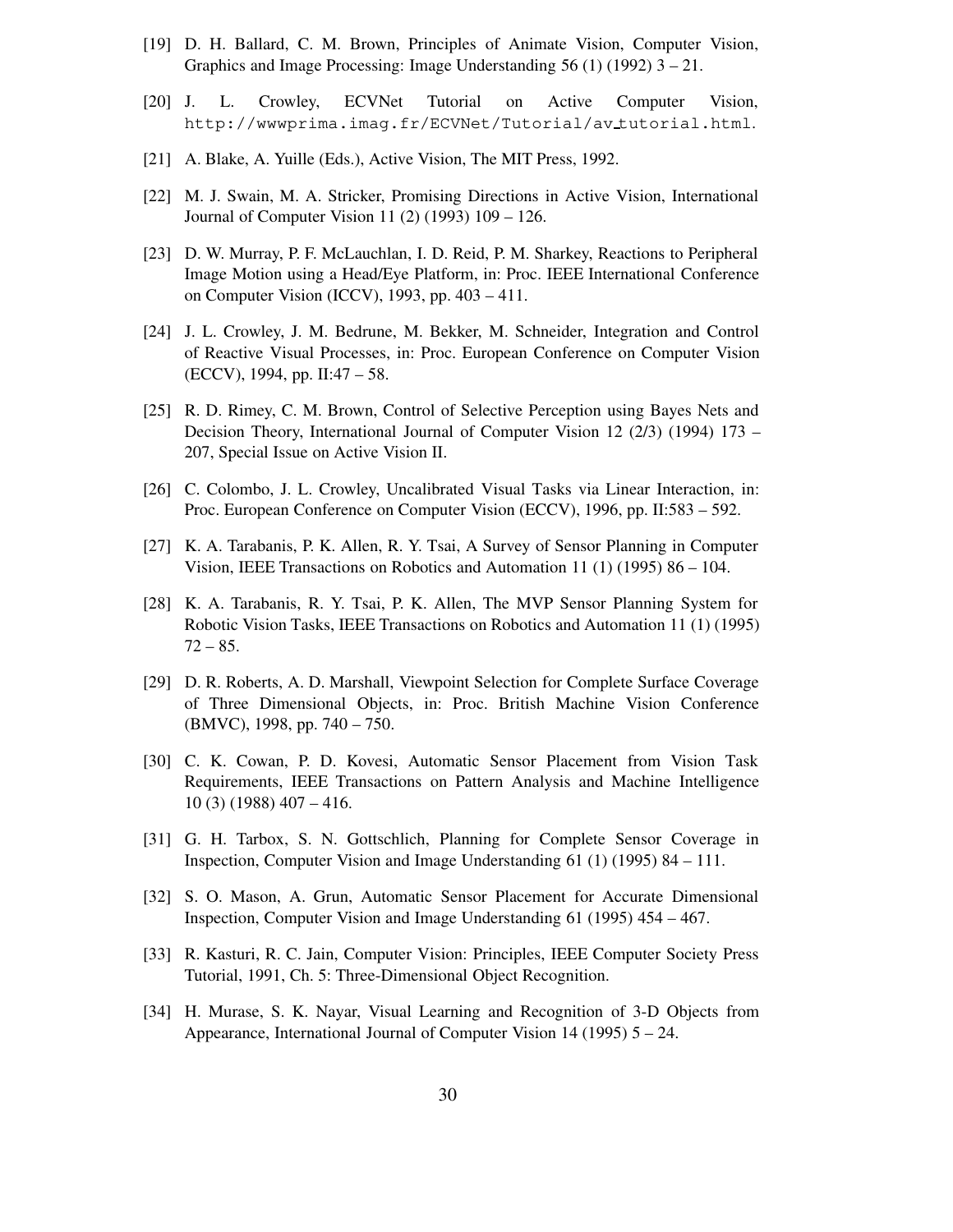[19] D. H. Ballard, C. M. Brown, Principles of Animate Vision, Computer Vision, Graphics and Image Processing: Image Understanding 56 (1) (1992) 3 – 21.

[20] J. L. Crowley, ECVNet Tutorial on Active Computer Vision, http://wwwprima.imag.fr/ECVNet/Tutorial/av_tutorial.html.

[21] A. Blake, A. Yuille (Eds.), Active Vision, The MIT Press, 1992.

[22] M. J. Swain, M. A. Stricker, Promising Directions in Active Vision, International Journal of Computer Vision 11 (2) (1993) 109 – 126.

[23] D. W. Murray, P. F. McLauchlan, I. D. Reid, P. M. Sharkey, Reactions to Peripheral Image Motion using a Head/Eye Platform, in: Proc. IEEE International Conference on Computer Vision (ICCV), 1993, pp. 403 – 411.

[24] J. L. Crowley, J. M. Bedrune, M. Bekker, M. Schneider, Integration and Control of Reactive Visual Processes, in: Proc. European Conference on Computer Vision (ECCV), 1994, pp. II:47 – 58.

[25] R. D. Rimey, C. M. Brown, Control of Selective Perception using Bayes Nets and Decision Theory, International Journal of Computer Vision 12 (2/3) (1994) 173 – 207, Special Issue on Active Vision II.

[26] C. Colombo, J. L. Crowley, Uncalibrated Visual Tasks via Linear Interaction, in: Proc. European Conference on Computer Vision (ECCV), 1996, pp. II:583 – 592.

[27] K. A. Tarabanis, P. K. Allen, R. Y. Tsai, A Survey of Sensor Planning in Computer Vision, IEEE Transactions on Robotics and Automation 11 (1) (1995) 86 – 104.

[28] K. A. Tarabanis, R. Y. Tsai, P. K. Allen, The MVP Sensor Planning System for Robotic Vision Tasks, IEEE Transactions on Robotics and Automation 11 (1) (1995) 72 – 85.

[29] D. R. Roberts, A. D. Marshall, Viewpoint Selection for Complete Surface Coverage of Three Dimensional Objects, in: Proc. British Machine Vision Conference (BMVC), 1998, pp. 740 – 750.

[30] C. K. Cowan, P. D. Kovesi, Automatic Sensor Placement from Vision Task Requirements, IEEE Transactions on Pattern Analysis and Machine Intelligence 10 (3) (1988) 407 – 416.

[31] G. H. Tarbox, S. N. Gottschlich, Planning for Complete Sensor Coverage in Inspection, Computer Vision and Image Understanding 61 (1) (1995) 84 – 111.

[32] S. O. Mason, A. Grun, Automatic Sensor Placement for Accurate Dimensional Inspection, Computer Vision and Image Understanding 61 (1995) 454 – 467.

[33] R. Kasturi, R. C. Jain, Computer Vision: Principles, IEEE Computer Society Press Tutorial, 1991, Ch. 5: Three-Dimensional Object Recognition.

[34] H. Murase, S. K. Nayar, Visual Learning and Recognition of 3-D Objects from Appearance, International Journal of Computer Vision 14 (1995) 5 – 24.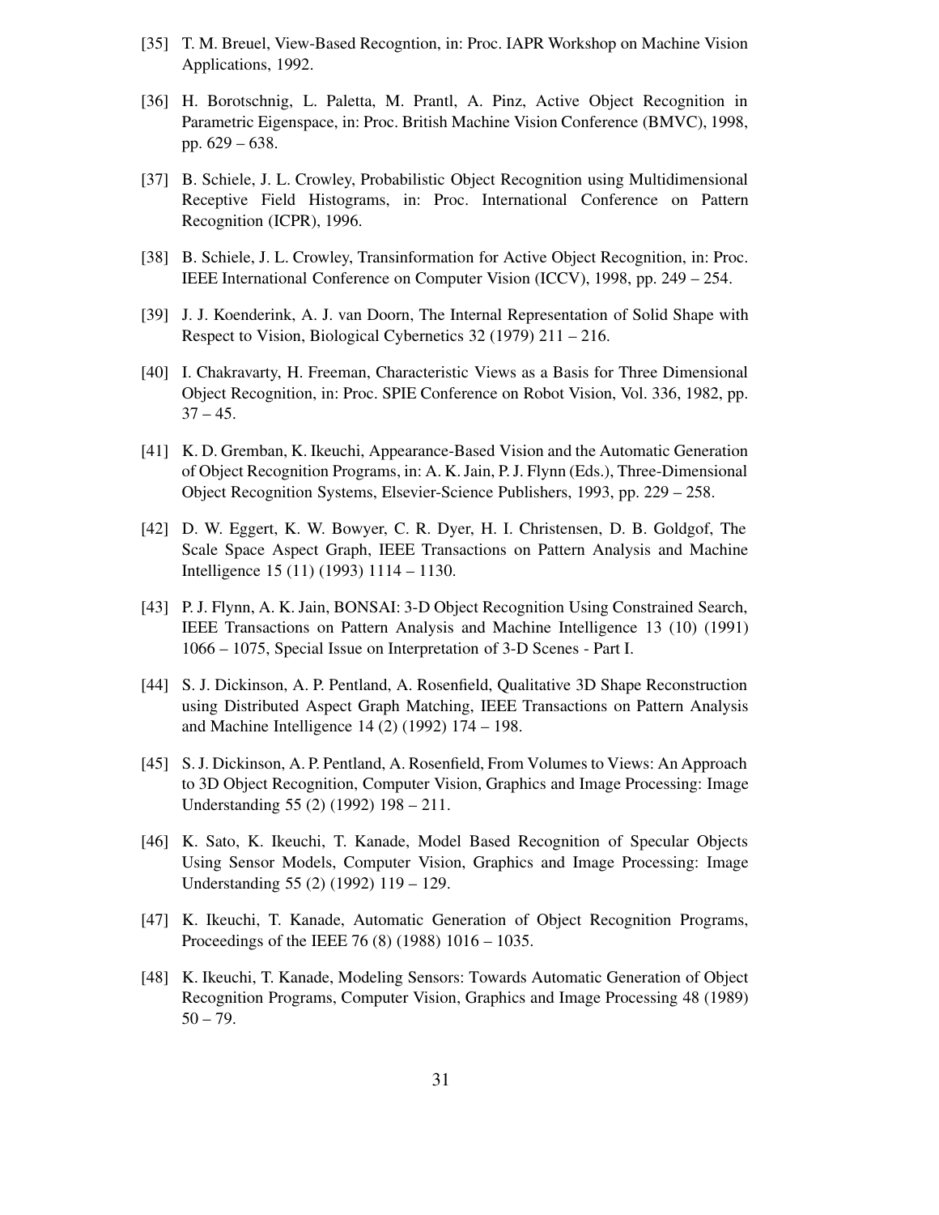[35] T. M. Breuel, View-Based Recogntion, in: Proc. IAPR Workshop on Machine Vision Applications, 1992.

[36] H. Borotschnig, L. Paletta, M. Prantl, A. Pinz, Active Object Recognition in Parametric Eigenspace, in: Proc. British Machine Vision Conference (BMVC), 1998, pp. 629 – 638.

[37] B. Schiele, J. L. Crowley, Probabilistic Object Recognition using Multidimensional Receptive Field Histograms, in: Proc. International Conference on Pattern Recognition (ICPR), 1996.

[38] B. Schiele, J. L. Crowley, Transinformation for Active Object Recognition, in: Proc. IEEE International Conference on Computer Vision (ICCV), 1998, pp. 249 – 254.

[39] J. J. Koenderink, A. J. van Doorn, The Internal Representation of Solid Shape with Respect to Vision, Biological Cybernetics 32 (1979) 211 – 216.

[40] I. Chakravarty, H. Freeman, Characteristic Views as a Basis for Three Dimensional Object Recognition, in: Proc. SPIE Conference on Robot Vision, Vol. 336, 1982, pp. 37 – 45.

[41] K. D. Gremban, K. Ikeuchi, Appearance-Based Vision and the Automatic Generation of Object Recognition Programs, in: A. K. Jain, P. J. Flynn (Eds.), Three-Dimensional Object Recognition Systems, Elsevier-Science Publishers, 1993, pp. 229 – 258.

[42] D. W. Eggert, K. W. Bowyer, C. R. Dyer, H. I. Christensen, D. B. Goldgof, The Scale Space Aspect Graph, IEEE Transactions on Pattern Analysis and Machine Intelligence 15 (11) (1993) 1114 – 1130.

[43] P. J. Flynn, A. K. Jain, BONSAI: 3-D Object Recognition Using Constrained Search, IEEE Transactions on Pattern Analysis and Machine Intelligence 13 (10) (1991) 1066 – 1075, Special Issue on Interpretation of 3-D Scenes - Part I.

[44] S. J. Dickinson, A. P. Pentland, A. Rosenfield, Qualitative 3D Shape Reconstruction using Distributed Aspect Graph Matching, IEEE Transactions on Pattern Analysis and Machine Intelligence 14 (2) (1992) 174 – 198.

[45] S. J. Dickinson, A. P. Pentland, A. Rosenfield, From Volumes to Views: An Approach to 3D Object Recognition, Computer Vision, Graphics and Image Processing: Image Understanding 55 (2) (1992) 198 – 211.

[46] K. Sato, K. Ikeuchi, T. Kanade, Model Based Recognition of Specular Objects Using Sensor Models, Computer Vision, Graphics and Image Processing: Image Understanding 55 (2) (1992) 119 – 129.

[47] K. Ikeuchi, T. Kanade, Automatic Generation of Object Recognition Programs, Proceedings of the IEEE 76 (8) (1988) 1016 – 1035.

[48] K. Ikeuchi, T. Kanade, Modeling Sensors: Towards Automatic Generation of Object Recognition Programs, Computer Vision, Graphics and Image Processing 48 (1989) 50 – 79.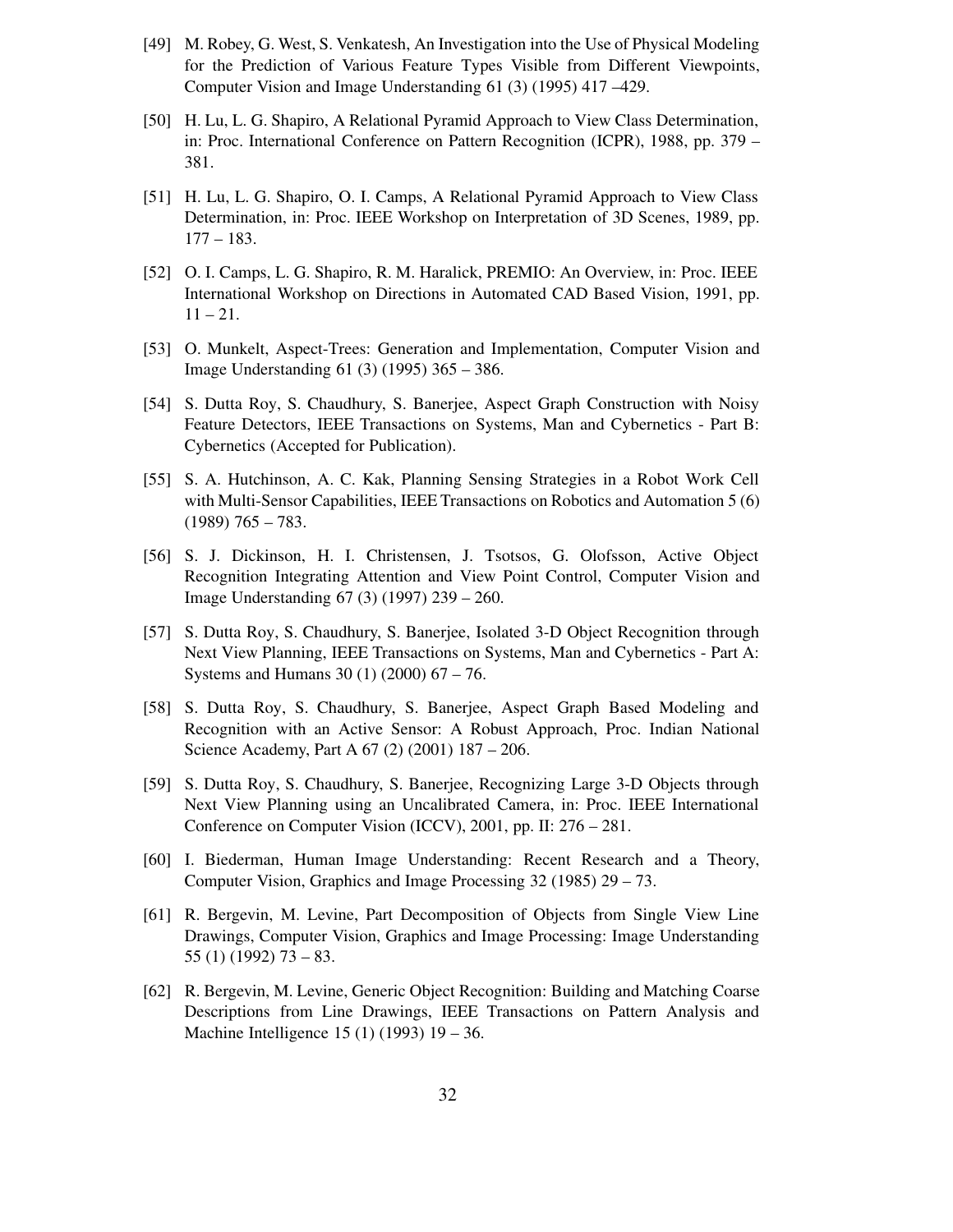[49] M. Robey, G. West, S. Venkatesh, An Investigation into the Use of Physical Modeling for the Prediction of Various Feature Types Visible from Different Viewpoints, Computer Vision and Image Understanding 61 (3) (1995) 417 –429.

[50] H. Lu, L. G. Shapiro, A Relational Pyramid Approach to View Class Determination, in: Proc. International Conference on Pattern Recognition (ICPR), 1988, pp. 379 – 381.

[51] H. Lu, L. G. Shapiro, O. I. Camps, A Relational Pyramid Approach to View Class Determination, in: Proc. IEEE Workshop on Interpretation of 3D Scenes, 1989, pp. 177 – 183.

[52] O. I. Camps, L. G. Shapiro, R. M. Haralick, PREMIO: An Overview, in: Proc. IEEE International Workshop on Directions in Automated CAD Based Vision, 1991, pp. 11 – 21.

[53] O. Munkelt, Aspect-Trees: Generation and Implementation, Computer Vision and Image Understanding 61 (3) (1995) 365 – 386.

[54] S. Dutta Roy, S. Chaudhury, S. Banerjee, Aspect Graph Construction with Noisy Feature Detectors, IEEE Transactions on Systems, Man and Cybernetics - Part B: Cybernetics (Accepted for Publication).

[55] S. A. Hutchinson, A. C. Kak, Planning Sensing Strategies in a Robot Work Cell with Multi-Sensor Capabilities, IEEE Transactions on Robotics and Automation 5 (6) (1989) 765 – 783.

[56] S. J. Dickinson, H. I. Christensen, J. Tsotsos, G. Olofsson, Active Object Recognition Integrating Attention and View Point Control, Computer Vision and Image Understanding 67 (3) (1997) 239 – 260.

[57] S. Dutta Roy, S. Chaudhury, S. Banerjee, Isolated 3-D Object Recognition through Next View Planning, IEEE Transactions on Systems, Man and Cybernetics - Part A: Systems and Humans 30 (1) (2000) 67 – 76.

[58] S. Dutta Roy, S. Chaudhury, S. Banerjee, Aspect Graph Based Modeling and Recognition with an Active Sensor: A Robust Approach, Proc. Indian National Science Academy, Part A 67 (2) (2001) 187 – 206.

[59] S. Dutta Roy, S. Chaudhury, S. Banerjee, Recognizing Large 3-D Objects through Next View Planning using an Uncalibrated Camera, in: Proc. IEEE International Conference on Computer Vision (ICCV), 2001, pp. II: 276 – 281.

[60] I. Biederman, Human Image Understanding: Recent Research and a Theory, Computer Vision, Graphics and Image Processing 32 (1985) 29 – 73.

[61] R. Bergevin, M. Levine, Part Decomposition of Objects from Single View Line Drawings, Computer Vision, Graphics and Image Processing: Image Understanding 55 (1) (1992) 73 – 83.

[62] R. Bergevin, M. Levine, Generic Object Recognition: Building and Matching Coarse Descriptions from Line Drawings, IEEE Transactions on Pattern Analysis and Machine Intelligence 15 (1) (1993) 19 – 36.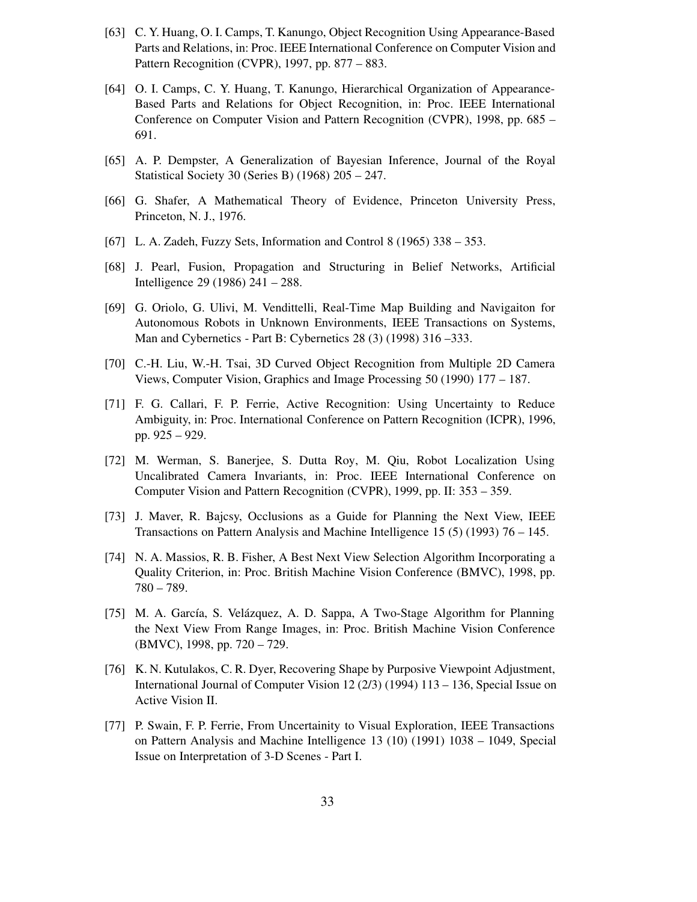[63] C. Y. Huang, O. I. Camps, T. Kanungo, Object Recognition Using Appearance-Based Parts and Relations, in: Proc. IEEE International Conference on Computer Vision and Pattern Recognition (CVPR), 1997, pp. 877 – 883.

[64] O. I. Camps, C. Y. Huang, T. Kanungo, Hierarchical Organization of Appearance-Based Parts and Relations for Object Recognition, in: Proc. IEEE International Conference on Computer Vision and Pattern Recognition (CVPR), 1998, pp. 685 – 691.

[65] A. P. Dempster, A Generalization of Bayesian Inference, Journal of the Royal Statistical Society 30 (Series B) (1968) 205 – 247.

[66] G. Shafer, A Mathematical Theory of Evidence, Princeton University Press, Princeton, N. J., 1976.

[67] L. A. Zadeh, Fuzzy Sets, Information and Control 8 (1965) 338 – 353.

[68] J. Pearl, Fusion, Propagation and Structuring in Belief Networks, Artificial Intelligence 29 (1986) 241 – 288.

[69] G. Oriolo, G. Ulivi, M. Vendittelli, Real-Time Map Building and Navigaiton for Autonomous Robots in Unknown Environments, IEEE Transactions on Systems, Man and Cybernetics - Part B: Cybernetics 28 (3) (1998) 316 –333.

[70] C.-H. Liu, W.-H. Tsai, 3D Curved Object Recognition from Multiple 2D Camera Views, Computer Vision, Graphics and Image Processing 50 (1990) 177 – 187.

[71] F. G. Callari, F. P. Ferrie, Active Recognition: Using Uncertainty to Reduce Ambiguity, in: Proc. International Conference on Pattern Recognition (ICPR), 1996, pp. 925 – 929.

[72] M. Werman, S. Banerjee, S. Dutta Roy, M. Qiu, Robot Localization Using Uncalibrated Camera Invariants, in: Proc. IEEE International Conference on Computer Vision and Pattern Recognition (CVPR), 1999, pp. II: 353 – 359.

[73] J. Maver, R. Bajcsy, Occlusions as a Guide for Planning the Next View, IEEE Transactions on Pattern Analysis and Machine Intelligence 15 (5) (1993) 76 – 145.

[74] N. A. Massios, R. B. Fisher, A Best Next View Selection Algorithm Incorporating a Quality Criterion, in: Proc. British Machine Vision Conference (BMVC), 1998, pp. 780 – 789.

[75] M. A. García, S. Velázquez, A. D. Sappa, A Two-Stage Algorithm for Planning the Next View From Range Images, in: Proc. British Machine Vision Conference (BMVC), 1998, pp. 720 – 729.

[76] K. N. Kutulakos, C. R. Dyer, Recovering Shape by Purposive Viewpoint Adjustment, International Journal of Computer Vision 12 (2/3) (1994) 113 – 136, Special Issue on Active Vision II.

[77] P. Swain, F. P. Ferrie, From Uncertainity to Visual Exploration, IEEE Transactions on Pattern Analysis and Machine Intelligence 13 (10) (1991) 1038 – 1049, Special Issue on Interpretation of 3-D Scenes - Part I.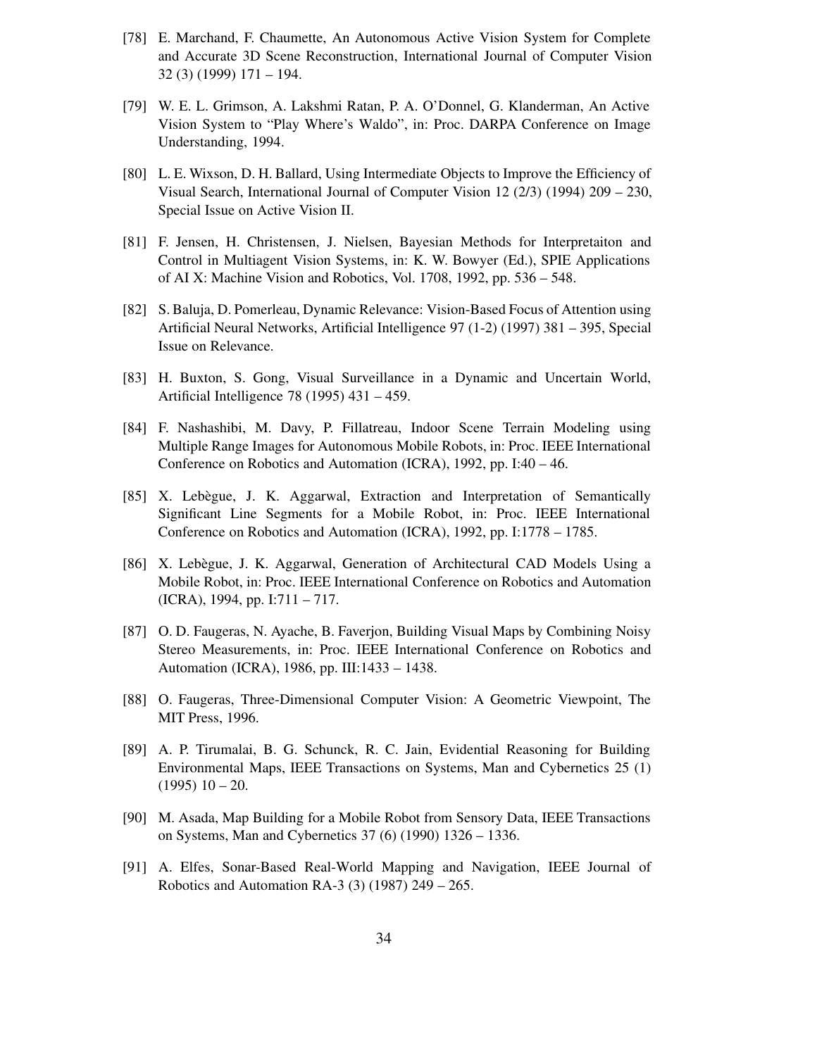[78] E. Marchand, F. Chaumette, An Autonomous Active Vision System for Complete and Accurate 3D Scene Reconstruction, International Journal of Computer Vision 32 (3) (1999) 171 – 194.

[79] W. E. L. Grimson, A. Lakshmi Ratan, P. A. O'Donnel, G. Klanderman, An Active Vision System to "Play Where's Waldo", in: Proc. DARPA Conference on Image Understanding, 1994.

[80] L. E. Wixson, D. H. Ballard, Using Intermediate Objects to Improve the Efficiency of Visual Search, International Journal of Computer Vision 12 (2/3) (1994) 209 – 230, Special Issue on Active Vision II.

[81] F. Jensen, H. Christensen, J. Nielsen, Bayesian Methods for Interpretaiton and Control in Multiagent Vision Systems, in: K. W. Bowyer (Ed.), SPIE Applications of AI X: Machine Vision and Robotics, Vol. 1708, 1992, pp. 536 – 548.

[82] S. Baluja, D. Pomerleau, Dynamic Relevance: Vision-Based Focus of Attention using Artificial Neural Networks, Artificial Intelligence 97 (1-2) (1997) 381 – 395, Special Issue on Relevance.

[83] H. Buxton, S. Gong, Visual Surveillance in a Dynamic and Uncertain World, Artificial Intelligence 78 (1995) 431 – 459.

[84] F. Nashashibi, M. Davy, P. Fillatreau, Indoor Scene Terrain Modeling using Multiple Range Images for Autonomous Mobile Robots, in: Proc. IEEE International Conference on Robotics and Automation (ICRA), 1992, pp. I:40 – 46.

[85] X. Lebègue, J. K. Aggarwal, Extraction and Interpretation of Semantically Significant Line Segments for a Mobile Robot, in: Proc. IEEE International Conference on Robotics and Automation (ICRA), 1992, pp. I:1778 – 1785.

[86] X. Lebègue, J. K. Aggarwal, Generation of Architectural CAD Models Using a Mobile Robot, in: Proc. IEEE International Conference on Robotics and Automation (ICRA), 1994, pp. I:711 – 717.

[87] O. D. Faugeras, N. Ayache, B. Faverjon, Building Visual Maps by Combining Noisy Stereo Measurements, in: Proc. IEEE International Conference on Robotics and Automation (ICRA), 1986, pp. III:1433 – 1438.

[88] O. Faugeras, Three-Dimensional Computer Vision: A Geometric Viewpoint, The MIT Press, 1996.

[89] A. P. Tirumalai, B. G. Schunck, R. C. Jain, Evidential Reasoning for Building Environmental Maps, IEEE Transactions on Systems, Man and Cybernetics 25 (1) (1995) 10 – 20.

[90] M. Asada, Map Building for a Mobile Robot from Sensory Data, IEEE Transactions on Systems, Man and Cybernetics 37 (6) (1990) 1326 – 1336.

[91] A. Elfes, Sonar-Based Real-World Mapping and Navigation, IEEE Journal of Robotics and Automation RA-3 (3) (1987) 249 – 265.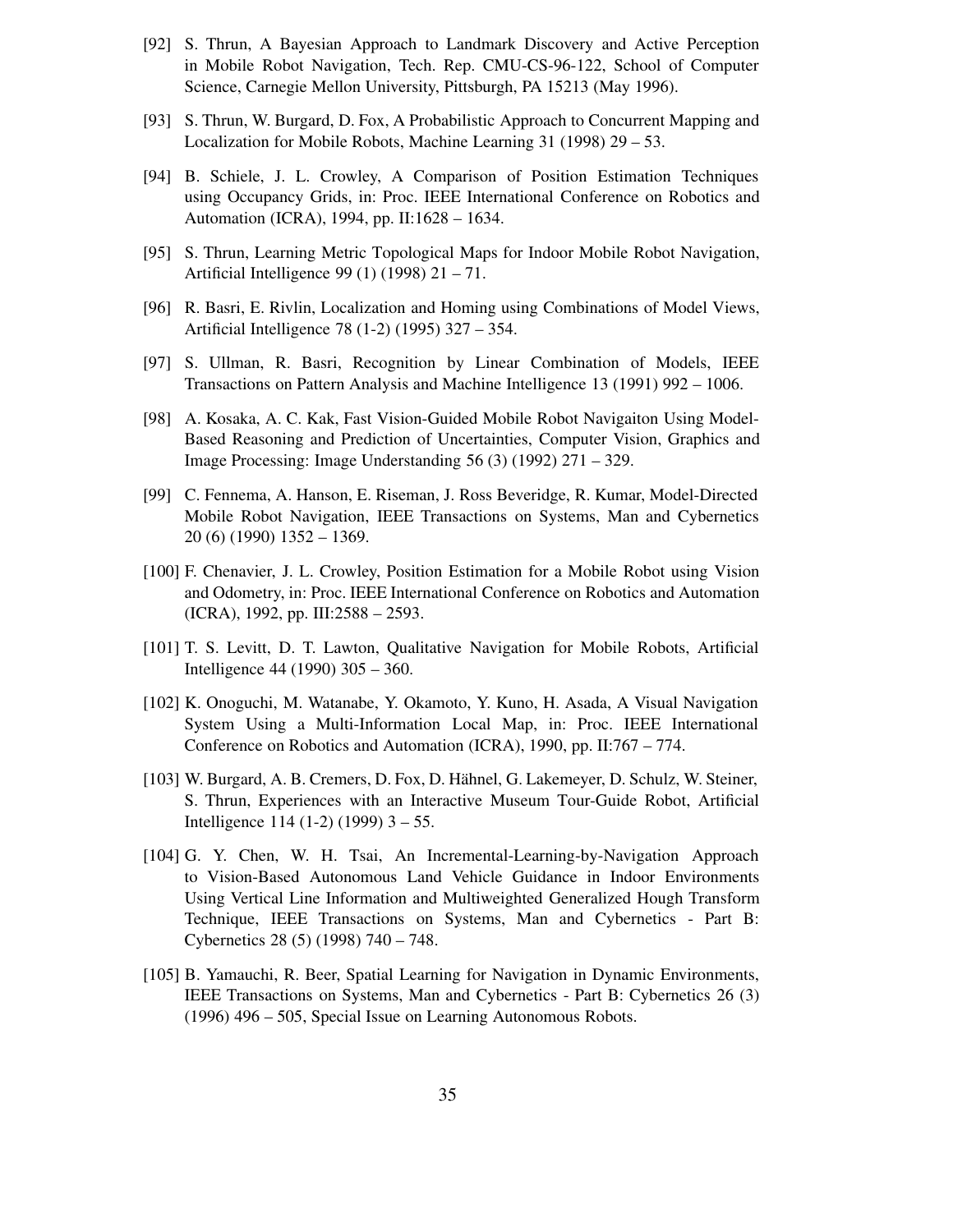[92] S. Thrun, A Bayesian Approach to Landmark Discovery and Active Perception in Mobile Robot Navigation, Tech. Rep. CMU-CS-96-122, School of Computer Science, Carnegie Mellon University, Pittsburgh, PA 15213 (May 1996).

[93] S. Thrun, W. Burgard, D. Fox, A Probabilistic Approach to Concurrent Mapping and Localization for Mobile Robots, Machine Learning 31 (1998) 29 – 53.

[94] B. Schiele, J. L. Crowley, A Comparison of Position Estimation Techniques using Occupancy Grids, in: Proc. IEEE International Conference on Robotics and Automation (ICRA), 1994, pp. II:1628 – 1634.

[95] S. Thrun, Learning Metric Topological Maps for Indoor Mobile Robot Navigation, Artificial Intelligence 99 (1) (1998) 21 – 71.

[96] R. Basri, E. Rivlin, Localization and Homing using Combinations of Model Views, Artificial Intelligence 78 (1-2) (1995) 327 – 354.

[97] S. Ullman, R. Basri, Recognition by Linear Combination of Models, IEEE Transactions on Pattern Analysis and Machine Intelligence 13 (1991) 992 – 1006.

[98] A. Kosaka, A. C. Kak, Fast Vision-Guided Mobile Robot Navigaiton Using Model-Based Reasoning and Prediction of Uncertainties, Computer Vision, Graphics and Image Processing: Image Understanding 56 (3) (1992) 271 – 329.

[99] C. Fennema, A. Hanson, E. Riseman, J. Ross Beveridge, R. Kumar, Model-Directed Mobile Robot Navigation, IEEE Transactions on Systems, Man and Cybernetics 20 (6) (1990) 1352 – 1369.

[100] F. Chenavier, J. L. Crowley, Position Estimation for a Mobile Robot using Vision and Odometry, in: Proc. IEEE International Conference on Robotics and Automation (ICRA), 1992, pp. III:2588 – 2593.

[101] T. S. Levitt, D. T. Lawton, Qualitative Navigation for Mobile Robots, Artificial Intelligence 44 (1990) 305 – 360.

[102] K. Onoguchi, M. Watanabe, Y. Okamoto, Y. Kuno, H. Asada, A Visual Navigation System Using a Multi-Information Local Map, in: Proc. IEEE International Conference on Robotics and Automation (ICRA), 1990, pp. II:767 – 774.

[103] W. Burgard, A. B. Cremers, D. Fox, D. Hähnel, G. Lakemeyer, D. Schulz, W. Steiner, S. Thrun, Experiences with an Interactive Museum Tour-Guide Robot, Artificial Intelligence 114 (1-2) (1999) 3 – 55.

[104] G. Y. Chen, W. H. Tsai, An Incremental-Learning-by-Navigation Approach to Vision-Based Autonomous Land Vehicle Guidance in Indoor Environments Using Vertical Line Information and Multiweighted Generalized Hough Transform Technique, IEEE Transactions on Systems, Man and Cybernetics - Part B: Cybernetics 28 (5) (1998) 740 – 748.

[105] B. Yamauchi, R. Beer, Spatial Learning for Navigation in Dynamic Environments, IEEE Transactions on Systems, Man and Cybernetics - Part B: Cybernetics 26 (3) (1996) 496 – 505, Special Issue on Learning Autonomous Robots.